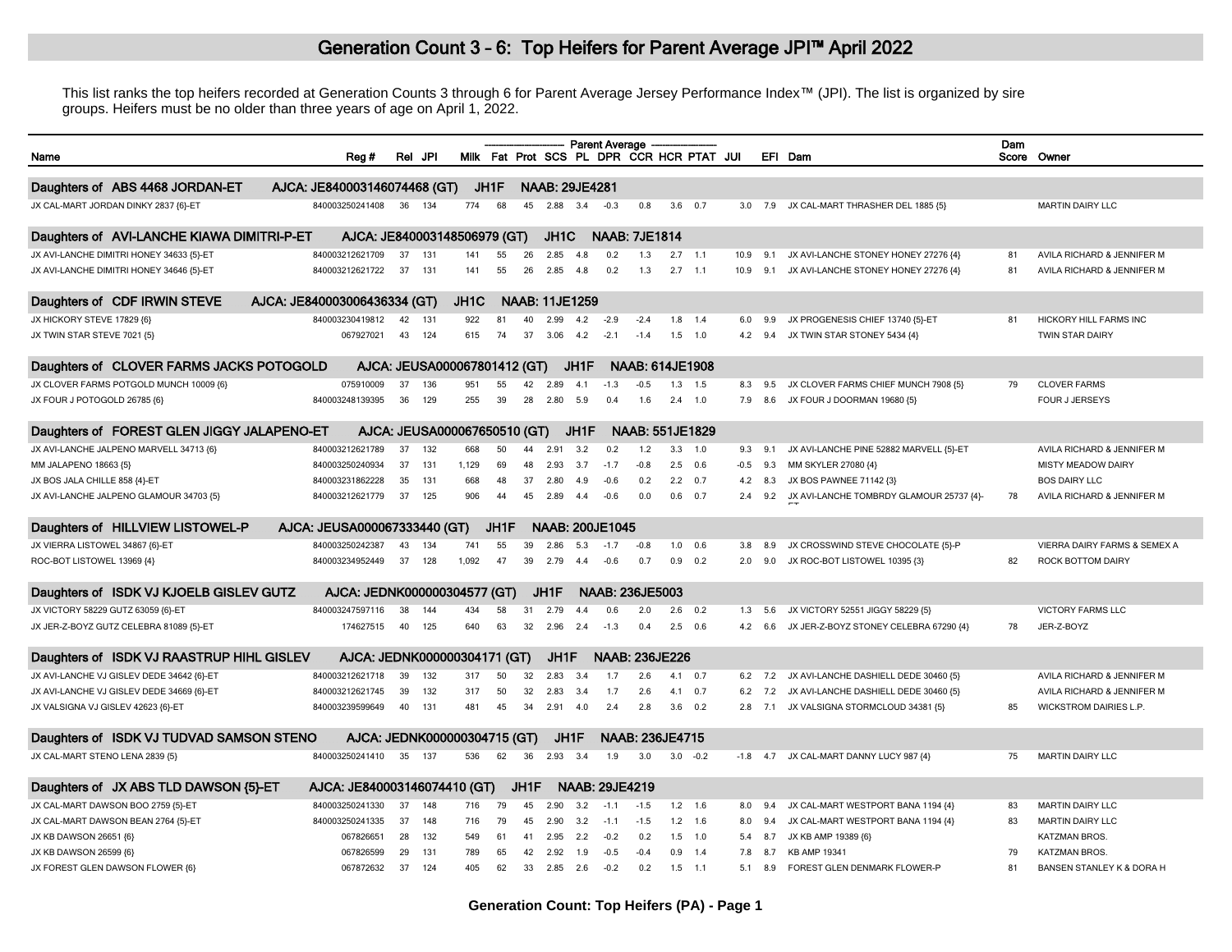# Generation Count 3 – 6: Top Heifers for Parent Average JPI™ April 2022

This list ranks the top heifers recorded at Generation Counts 3 through 6 for Parent Average Jersey Performance Index™ (JPI). The list is organized by sire groups. Heifers must be no older than three years of age on April 1, 2022.

| Name | Reg # | Rel | JPI | Milk | Fat | Prot | SCS | PL | DPR | CCR | HCR | PTAT | JUI | EFI | Dam | Dam Score | Owner |
|---|---|---|---|---|---|---|---|---|---|---|---|---|---|---|---|---|---|
| | | | | Parent Average | | | | | | | | | | | | | |
| **Daughters of ABS 4468 JORDAN-ET AJCA: JE840003146074468 (GT) JH1F NAAB: 29JE4281** | | | | | | | | | | | | | | | | | |
| JX CAL-MART JORDAN DINKY 2837 {6}-ET | 840003250241408 | 36 | 134 | 774 | 68 | 45 | 2.88 | 3.4 | -0.3 | 0.8 | 3.6 | 0.7 | 3.0 | 7.9 | JX CAL-MART THRASHER DEL 1885 {5} | | MARTIN DAIRY LLC |
| **Daughters of AVI-LANCHE KIAWA DIMITRI-P-ET AJCA: JE840003148506979 (GT) JH1C NAAB: 7JE1814** | | | | | | | | | | | | | | | | | |
| JX AVI-LANCHE DIMITRI HONEY 34633 {5}-ET | 840003212621709 | 37 | 131 | 141 | 55 | 26 | 2.85 | 4.8 | 0.2 | 1.3 | 2.7 | 1.1 | 10.9 | 9.1 | JX AVI-LANCHE STONEY HONEY 27276 {4} | 81 | AVILA RICHARD & JENNIFER M |
| JX AVI-LANCHE DIMITRI HONEY 34646 {5}-ET | 840003212621722 | 37 | 131 | 141 | 55 | 26 | 2.85 | 4.8 | 0.2 | 1.3 | 2.7 | 1.1 | 10.9 | 9.1 | JX AVI-LANCHE STONEY HONEY 27276 {4} | 81 | AVILA RICHARD & JENNIFER M |
| **Daughters of CDF IRWIN STEVE AJCA: JE840003006436334 (GT) JH1C NAAB: 11JE1259** | | | | | | | | | | | | | | | | | |
| JX HICKORY STEVE 17829 {6} | 840003230419812 | 42 | 131 | 922 | 81 | 40 | 2.99 | 4.2 | -2.9 | -2.4 | 1.8 | 1.4 | 6.0 | 9.9 | JX PROGENESIS CHIEF 13740 {5}-ET | 81 | HICKORY HILL FARMS INC |
| JX TWIN STAR STEVE 7021 {5} | 067927021 | 43 | 124 | 615 | 74 | 37 | 3.06 | 4.2 | -2.1 | -1.4 | 1.5 | 1.0 | 4.2 | 9.4 | JX TWIN STAR STONEY 5434 {4} | | TWIN STAR DAIRY |
| **Daughters of CLOVER FARMS JACKS POTOGOLD AJCA: JEUSA000067801412 (GT) JH1F NAAB: 614JE1908** | | | | | | | | | | | | | | | | | |
| JX CLOVER FARMS POTGOLD MUNCH 10009 {6} | 075910009 | 37 | 136 | 951 | 55 | 42 | 2.89 | 4.1 | -1.3 | -0.5 | 1.3 | 1.5 | 8.3 | 9.5 | JX CLOVER FARMS CHIEF MUNCH 7908 {5} | 79 | CLOVER FARMS |
| JX FOUR J POTOGOLD 26785 {6} | 840003248139395 | 36 | 129 | 255 | 39 | 28 | 2.80 | 5.9 | 0.4 | 1.6 | 2.4 | 1.0 | 7.9 | 8.6 | JX FOUR J DOORMAN 19680 {5} | | FOUR J JERSEYS |
| **Daughters of FOREST GLEN JIGGY JALAPENO-ET AJCA: JEUSA000067650510 (GT) JH1F NAAB: 551JE1829** | | | | | | | | | | | | | | | | | |
| JX AVI-LANCHE JALPENO MARVELL 34713 {6} | 840003212621789 | 37 | 132 | 668 | 50 | 44 | 2.91 | 3.2 | 0.2 | 1.2 | 3.3 | 1.0 | 9.3 | 9.1 | JX AVI-LANCHE PINE 52882 MARVELL {5}-ET | | AVILA RICHARD & JENNIFER M |
| MM JALAPENO 18663 {5} | 840003250240934 | 37 | 131 | 1,129 | 69 | 48 | 2.93 | 3.7 | -1.7 | -0.8 | 2.5 | 0.6 | -0.5 | 9.3 | MM SKYLER 27080 {4} | | MISTY MEADOW DAIRY |
| JX BOS JALA CHILLE 858 {4}-ET | 840003231862228 | 35 | 131 | 668 | 48 | 37 | 2.80 | 4.9 | -0.6 | 0.2 | 2.2 | 0.7 | 4.2 | 8.3 | JX BOS PAWNEE 71142 {3} | | BOS DAIRY LLC |
| JX AVI-LANCHE JALPENO GLAMOUR 34703 {5} | 840003212621779 | 37 | 125 | 906 | 44 | 45 | 2.89 | 4.4 | -0.6 | 0.0 | 0.6 | 0.7 | 2.4 | 9.2 | JX AVI-LANCHE TOMBRDY GLAMOUR 25737 {4}-ET | 78 | AVILA RICHARD & JENNIFER M |
| **Daughters of HILLVIEW LISTOWEL-P AJCA: JEUSA000067333440 (GT) JH1F NAAB: 200JE1045** | | | | | | | | | | | | | | | | | |
| JX VIERRA LISTOWEL 34867 {6}-ET | 840003250242387 | 43 | 134 | 741 | 55 | 39 | 2.86 | 5.3 | -1.7 | -0.8 | 1.0 | 0.6 | 3.8 | 8.9 | JX CROSSWIND STEVE CHOCOLATE {5}-P | | VIERRA DAIRY FARMS & SEMEX A |
| ROC-BOT LISTOWEL 13969 {4} | 840003234952449 | 37 | 128 | 1,092 | 47 | 39 | 2.79 | 4.4 | -0.6 | 0.7 | 0.9 | 0.2 | 2.0 | 9.0 | JX ROC-BOT LISTOWEL 10395 {3} | 82 | ROCK BOTTOM DAIRY |
| **Daughters of ISDK VJ KJOELB GISLEV GUTZ AJCA: JEDNK000000304577 (GT) JH1F NAAB: 236JE5003** | | | | | | | | | | | | | | | | | |
| JX VICTORY 58229 GUTZ 63059 {6}-ET | 840003247597116 | 38 | 144 | 434 | 58 | 31 | 2.79 | 4.4 | 0.6 | 2.0 | 2.6 | 0.2 | 1.3 | 5.6 | JX VICTORY 52551 JIGGY 58229 {5} | | VICTORY FARMS LLC |
| JX JER-Z-BOYZ GUTZ CELEBRA 81089 {5}-ET | 174627515 | 40 | 125 | 640 | 63 | 32 | 2.96 | 2.4 | -1.3 | 0.4 | 2.5 | 0.6 | 4.2 | 6.6 | JX JER-Z-BOYZ STONEY CELEBRA 67290 {4} | 78 | JER-Z-BOYZ |
| **Daughters of ISDK VJ RAASTRUP HIHL GISLEV AJCA: JEDNK000000304171 (GT) JH1F NAAB: 236JE226** | | | | | | | | | | | | | | | | | |
| JX AVI-LANCHE VJ GISLEV DEDE 34642 {6}-ET | 840003212621718 | 39 | 132 | 317 | 50 | 32 | 2.83 | 3.4 | 1.7 | 2.6 | 4.1 | 0.7 | 6.2 | 7.2 | JX AVI-LANCHE DASHIELL DEDE 30460 {5} | | AVILA RICHARD & JENNIFER M |
| JX AVI-LANCHE VJ GISLEV DEDE 34669 {6}-ET | 840003212621745 | 39 | 132 | 317 | 50 | 32 | 2.83 | 3.4 | 1.7 | 2.6 | 4.1 | 0.7 | 6.2 | 7.2 | JX AVI-LANCHE DASHIELL DEDE 30460 {5} | | AVILA RICHARD & JENNIFER M |
| JX VALSIGNA VJ GISLEV 42623 {6}-ET | 840003239599649 | 40 | 131 | 481 | 45 | 34 | 2.91 | 4.0 | 2.4 | 2.8 | 3.6 | 0.2 | 2.8 | 7.1 | JX VALSIGNA STORMCLOUD 34381 {5} | 85 | WICKSTROM DAIRIES L.P. |
| **Daughters of ISDK VJ TUDVAD SAMSON STENO AJCA: JEDNK000000304715 (GT) JH1F NAAB: 236JE4715** | | | | | | | | | | | | | | | | | |
| JX CAL-MART STENO LENA 2839 {5} | 840003250241410 | 35 | 137 | 536 | 62 | 36 | 2.93 | 3.4 | 1.9 | 3.0 | 3.0 | -0.2 | -1.8 | 4.7 | JX CAL-MART DANNY LUCY 987 {4} | 75 | MARTIN DAIRY LLC |
| **Daughters of JX ABS TLD DAWSON {5}-ET AJCA: JE840003146074410 (GT) JH1F NAAB: 29JE4219** | | | | | | | | | | | | | | | | | |
| JX CAL-MART DAWSON BOO 2759 {5}-ET | 840003250241330 | 37 | 148 | 716 | 79 | 45 | 2.90 | 3.2 | -1.1 | -1.5 | 1.2 | 1.6 | 8.0 | 9.4 | JX CAL-MART WESTPORT BANA 1194 {4} | 83 | MARTIN DAIRY LLC |
| JX CAL-MART DAWSON BEAN 2764 {5}-ET | 840003250241335 | 37 | 148 | 716 | 79 | 45 | 2.90 | 3.2 | -1.1 | -1.5 | 1.2 | 1.6 | 8.0 | 9.4 | JX CAL-MART WESTPORT BANA 1194 {4} | 83 | MARTIN DAIRY LLC |
| JX KB DAWSON 26651 {6} | 067826651 | 28 | 132 | 549 | 61 | 41 | 2.95 | 2.2 | -0.2 | 0.2 | 1.5 | 1.0 | 5.4 | 8.7 | JX KB AMP 19389 {6} | | KATZMAN BROS. |
| JX KB DAWSON 26599 {6} | 067826599 | 29 | 131 | 789 | 65 | 42 | 2.92 | 1.9 | -0.5 | -0.4 | 0.9 | 1.4 | 7.8 | 8.7 | KB AMP 19341 | 79 | KATZMAN BROS. |
| JX FOREST GLEN DAWSON FLOWER {6} | 067872632 | 37 | 124 | 405 | 62 | 33 | 2.85 | 2.6 | -0.2 | 0.2 | 1.5 | 1.1 | 5.1 | 8.9 | FOREST GLEN DENMARK FLOWER-P | 81 | BANSEN STANLEY K & DORA H |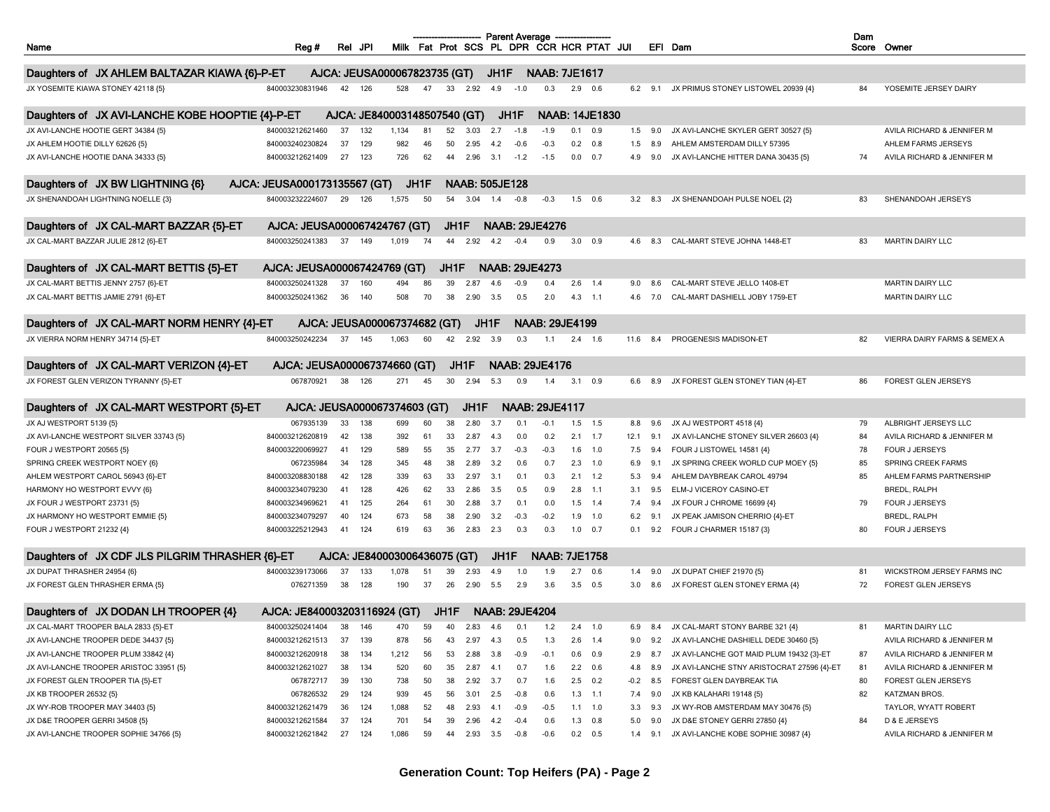| Name | Reg # | Rel | JPI | Milk | Fat | Prot | SCS | PL | DPR | CCR | HCR | PTAT | JUI | EFI | Dam | Dam Score | Owner |
|---|---|---|---|---|---|---|---|---|---|---|---|---|---|---|---|---|---|
| | | | | Parent Average | | | | | | | | | | | | | |
| **Daughters of JX AHLEM BALTAZAR KIAWA {6}-P-ET AJCA: JEUSA000067823735 (GT) JH1F NAAB: 7JE1617** | | | | | | | | | | | | | | | | | |
| JX YOSEMITE KIAWA STONEY 42118 {5} | 840003230831946 | 42 | 126 | 528 | 47 | 33 | 2.92 | 4.9 | -1.0 | 0.3 | 2.9 | 0.6 | 6.2 | 9.1 | JX PRIMUS STONEY LISTOWEL 20939 {4} | 84 | YOSEMITE JERSEY DAIRY |
| **Daughters of JX AVI-LANCHE KOBE HOOPTIE {4}-P-ET AJCA: JE840003148507540 (GT) JH1F NAAB: 14JE1830** | | | | | | | | | | | | | | | | | |
| JX AVI-LANCHE HOOTIE GERT 34384 {5} | 840003212621460 | 37 | 132 | 1,134 | 81 | 52 | 3.03 | 2.7 | -1.8 | -1.9 | 0.1 | 0.9 | 1.5 | 9.0 | JX AVI-LANCHE SKYLER GERT 30527 {5} | | AVILA RICHARD & JENNIFER M |
| JX AHLEM HOOTIE DILLY 62626 {5} | 840003240230824 | 37 | 129 | 982 | 46 | 50 | 2.95 | 4.2 | -0.6 | -0.3 | 0.2 | 0.8 | 1.5 | 8.9 | AHLEM AMSTERDAM DILLY 57395 | | AHLEM FARMS JERSEYS |
| JX AVI-LANCHE HOOTIE DANA 34333 {5} | 840003212621409 | 27 | 123 | 726 | 62 | 44 | 2.96 | 3.1 | -1.2 | -1.5 | 0.0 | 0.7 | 4.9 | 9.0 | JX AVI-LANCHE HITTER DANA 30435 {5} | 74 | AVILA RICHARD & JENNIFER M |
| **Daughters of JX BW LIGHTNING {6} AJCA: JEUSA000173135567 (GT) JH1F NAAB: 505JE128** | | | | | | | | | | | | | | | | | |
| JX SHENANDOAH LIGHTNING NOELLE {3} | 840003232224607 | 29 | 126 | 1,575 | 50 | 54 | 3.04 | 1.4 | -0.8 | -0.3 | 1.5 | 0.6 | 3.2 | 8.3 | JX SHENANDOAH PULSE NOEL {2} | 83 | SHENANDOAH JERSEYS |
| **Daughters of JX CAL-MART BAZZAR {5}-ET AJCA: JEUSA000067424767 (GT) JH1F NAAB: 29JE4276** | | | | | | | | | | | | | | | | | |
| JX CAL-MART BAZZAR JULIE 2812 {6}-ET | 840003250241383 | 37 | 149 | 1,019 | 74 | 44 | 2.92 | 4.2 | -0.4 | 0.9 | 3.0 | 0.9 | 4.6 | 8.3 | CAL-MART STEVE JOHNA 1448-ET | 83 | MARTIN DAIRY LLC |
| **Daughters of JX CAL-MART BETTIS {5}-ET AJCA: JEUSA000067424769 (GT) JH1F NAAB: 29JE4273** | | | | | | | | | | | | | | | | | |
| JX CAL-MART BETTIS JENNY 2757 {6}-ET | 840003250241328 | 37 | 160 | 494 | 86 | 39 | 2.87 | 4.6 | -0.9 | 0.4 | 2.6 | 1.4 | 9.0 | 8.6 | CAL-MART STEVE JELLO 1408-ET | | MARTIN DAIRY LLC |
| JX CAL-MART BETTIS JAMIE 2791 {6}-ET | 840003250241362 | 36 | 140 | 508 | 70 | 38 | 2.90 | 3.5 | 0.5 | 2.0 | 4.3 | 1.1 | 4.6 | 7.0 | CAL-MART DASHIELL JOBY 1759-ET | | MARTIN DAIRY LLC |
| **Daughters of JX CAL-MART NORM HENRY {4}-ET AJCA: JEUSA000067374682 (GT) JH1F NAAB: 29JE4199** | | | | | | | | | | | | | | | | | |
| JX VIERRA NORM HENRY 34714 {5}-ET | 840003250242234 | 37 | 145 | 1,063 | 60 | 42 | 2.92 | 3.9 | 0.3 | 1.1 | 2.4 | 1.6 | 11.6 | 8.4 | PROGENESIS MADISON-ET | 82 | VIERRA DAIRY FARMS & SEMEX A |
| **Daughters of JX CAL-MART VERIZON {4}-ET AJCA: JEUSA000067374660 (GT) JH1F NAAB: 29JE4176** | | | | | | | | | | | | | | | | | |
| JX FOREST GLEN VERIZON TYRANNY {5}-ET | 067870921 | 38 | 126 | 271 | 45 | 30 | 2.94 | 5.3 | 0.9 | 1.4 | 3.1 | 0.9 | 6.6 | 8.9 | JX FOREST GLEN STONEY TIAN {4}-ET | 86 | FOREST GLEN JERSEYS |
| **Daughters of JX CAL-MART WESTPORT {5}-ET AJCA: JEUSA000067374603 (GT) JH1F NAAB: 29JE4117** | | | | | | | | | | | | | | | | | |
| JX AJ WESTPORT 5139 {5} | 067935139 | 33 | 138 | 699 | 60 | 38 | 2.80 | 3.7 | 0.1 | -0.1 | 1.5 | 1.5 | 8.8 | 9.6 | JX AJ WESTPORT 4518 {4} | 79 | ALBRIGHT JERSEYS LLC |
| JX AVI-LANCHE WESTPORT SILVER 33743 {5} | 840003212620819 | 42 | 138 | 392 | 61 | 33 | 2.87 | 4.3 | 0.0 | 0.2 | 2.1 | 1.7 | 12.1 | 9.1 | JX AVI-LANCHE STONEY SILVER 26603 {4} | 84 | AVILA RICHARD & JENNIFER M |
| FOUR J WESTPORT 20565 {5} | 840003220069927 | 41 | 129 | 589 | 55 | 35 | 2.77 | 3.7 | -0.3 | -0.3 | 1.6 | 1.0 | 7.5 | 9.4 | FOUR J LISTOWEL 14581 {4} | 78 | FOUR J JERSEYS |
| SPRING CREEK WESTPORT NOEY {6} | 067235984 | 34 | 128 | 345 | 48 | 38 | 2.89 | 3.2 | 0.6 | 0.7 | 2.3 | 1.0 | 6.9 | 9.1 | JX SPRING CREEK WORLD CUP MOEY {5} | 85 | SPRING CREEK FARMS |
| AHLEM WESTPORT CAROL 56943 {6}-ET | 840003208830188 | 42 | 128 | 339 | 63 | 33 | 2.97 | 3.1 | 0.1 | 0.3 | 2.1 | 1.2 | 5.3 | 9.4 | AHLEM DAYBREAK CAROL 49794 | 85 | AHLEM FARMS PARTNERSHIP |
| HARMONY HO WESTPORT EVVY {6} | 840003234079230 | 41 | 128 | 426 | 62 | 33 | 2.86 | 3.5 | 0.5 | 0.9 | 2.8 | 1.1 | 3.1 | 9.5 | ELM-J VICEROY CASINO-ET | | BREDL, RALPH |
| JX FOUR J WESTPORT 23731 {5} | 840003234969621 | 41 | 125 | 264 | 61 | 30 | 2.88 | 3.7 | 0.1 | 0.0 | 1.5 | 1.4 | 7.4 | 9.4 | JX FOUR J CHROME 16699 {4} | 79 | FOUR J JERSEYS |
| JX HARMONY HO WESTPORT EMMIE {5} | 840003234079297 | 40 | 124 | 673 | 58 | 38 | 2.90 | 3.2 | -0.3 | -0.2 | 1.9 | 1.0 | 6.2 | 9.1 | JX PEAK JAMISON CHERRIO {4}-ET | | BREDL, RALPH |
| FOUR J WESTPORT 21232 {4} | 840003225212943 | 41 | 124 | 619 | 63 | 36 | 2.83 | 2.3 | 0.3 | 0.3 | 1.0 | 0.7 | 0.1 | 9.2 | FOUR J CHARMER 15187 {3} | 80 | FOUR J JERSEYS |
| **Daughters of JX CDF JLS PILGRIM THRASHER {6}-ET AJCA: JE840003006436075 (GT) JH1F NAAB: 7JE1758** | | | | | | | | | | | | | | | | | |
| JX DUPAT THRASHER 24954 {6} | 840003239173066 | 37 | 133 | 1,078 | 51 | 39 | 2.93 | 4.9 | 1.0 | 1.9 | 2.7 | 0.6 | 1.4 | 9.0 | JX DUPAT CHIEF 21970 {5} | 81 | WICKSTROM JERSEY FARMS INC |
| JX FOREST GLEN THRASHER ERMA {5} | 076271359 | 38 | 128 | 190 | 37 | 26 | 2.90 | 5.5 | 2.9 | 3.6 | 3.5 | 0.5 | 3.0 | 8.6 | JX FOREST GLEN STONEY ERMA {4} | 72 | FOREST GLEN JERSEYS |
| **Daughters of JX DODAN LH TROOPER {4} AJCA: JE840003203116924 (GT) JH1F NAAB: 29JE4204** | | | | | | | | | | | | | | | | | |
| JX CAL-MART TROOPER BALA 2833 {5}-ET | 840003250241404 | 38 | 146 | 470 | 59 | 40 | 2.83 | 4.6 | 0.1 | 1.2 | 2.4 | 1.0 | 6.9 | 8.4 | JX CAL-MART STONY BARBE 321 {4} | 81 | MARTIN DAIRY LLC |
| JX AVI-LANCHE TROOPER DEDE 34437 {5} | 840003212621513 | 37 | 139 | 878 | 56 | 43 | 2.97 | 4.3 | 0.5 | 1.3 | 2.6 | 1.4 | 9.0 | 9.2 | JX AVI-LANCHE DASHIELL DEDE 30460 {5} | | AVILA RICHARD & JENNIFER M |
| JX AVI-LANCHE TROOPER PLUM 33842 {4} | 840003212620918 | 38 | 134 | 1,212 | 56 | 53 | 2.88 | 3.8 | -0.9 | -0.1 | 0.6 | 0.9 | 2.9 | 8.7 | JX AVI-LANCHE GOT MAID PLUM 19432 {3}-ET | 87 | AVILA RICHARD & JENNIFER M |
| JX AVI-LANCHE TROOPER ARISTOC 33951 {5} | 840003212621027 | 38 | 134 | 520 | 60 | 35 | 2.87 | 4.1 | 0.7 | 1.6 | 2.2 | 0.6 | 4.8 | 8.9 | JX AVI-LANCHE STNY ARISTOCRAT 27596 {4}-ET | 81 | AVILA RICHARD & JENNIFER M |
| JX FOREST GLEN TROOPER TIA {5}-ET | 067872717 | 39 | 130 | 738 | 50 | 38 | 2.92 | 3.7 | 0.7 | 1.6 | 2.5 | 0.2 | -0.2 | 8.5 | FOREST GLEN DAYBREAK TIA | 80 | FOREST GLEN JERSEYS |
| JX KB TROOPER 26532 {5} | 067826532 | 29 | 124 | 939 | 45 | 56 | 3.01 | 2.5 | -0.8 | 0.6 | 1.3 | 1.1 | 7.4 | 9.0 | JX KB KALAHARI 19148 {5} | 82 | KATZMAN BROS. |
| JX WY-ROB TROOPER MAY 34403 {5} | 840003212621479 | 36 | 124 | 1,088 | 52 | 48 | 2.93 | 4.1 | -0.9 | -0.5 | 1.1 | 1.0 | 3.3 | 9.3 | JX WY-ROB AMSTERDAM MAY 30476 {5} | | TAYLOR, WYATT ROBERT |
| JX D&E TROOPER GERRI 34508 {5} | 840003212621584 | 37 | 124 | 701 | 54 | 39 | 2.96 | 4.2 | -0.4 | 0.6 | 1.3 | 0.8 | 5.0 | 9.0 | JX D&E STONEY GERRI 27850 {4} | 84 | D & E JERSEYS |
| JX AVI-LANCHE TROOPER SOPHIE 34766 {5} | 840003212621842 | 27 | 124 | 1,086 | 59 | 44 | 2.93 | 3.5 | -0.8 | -0.6 | 0.2 | 0.5 | 1.4 | 9.1 | JX AVI-LANCHE KOBE SOPHIE 30987 {4} | | AVILA RICHARD & JENNIFER M |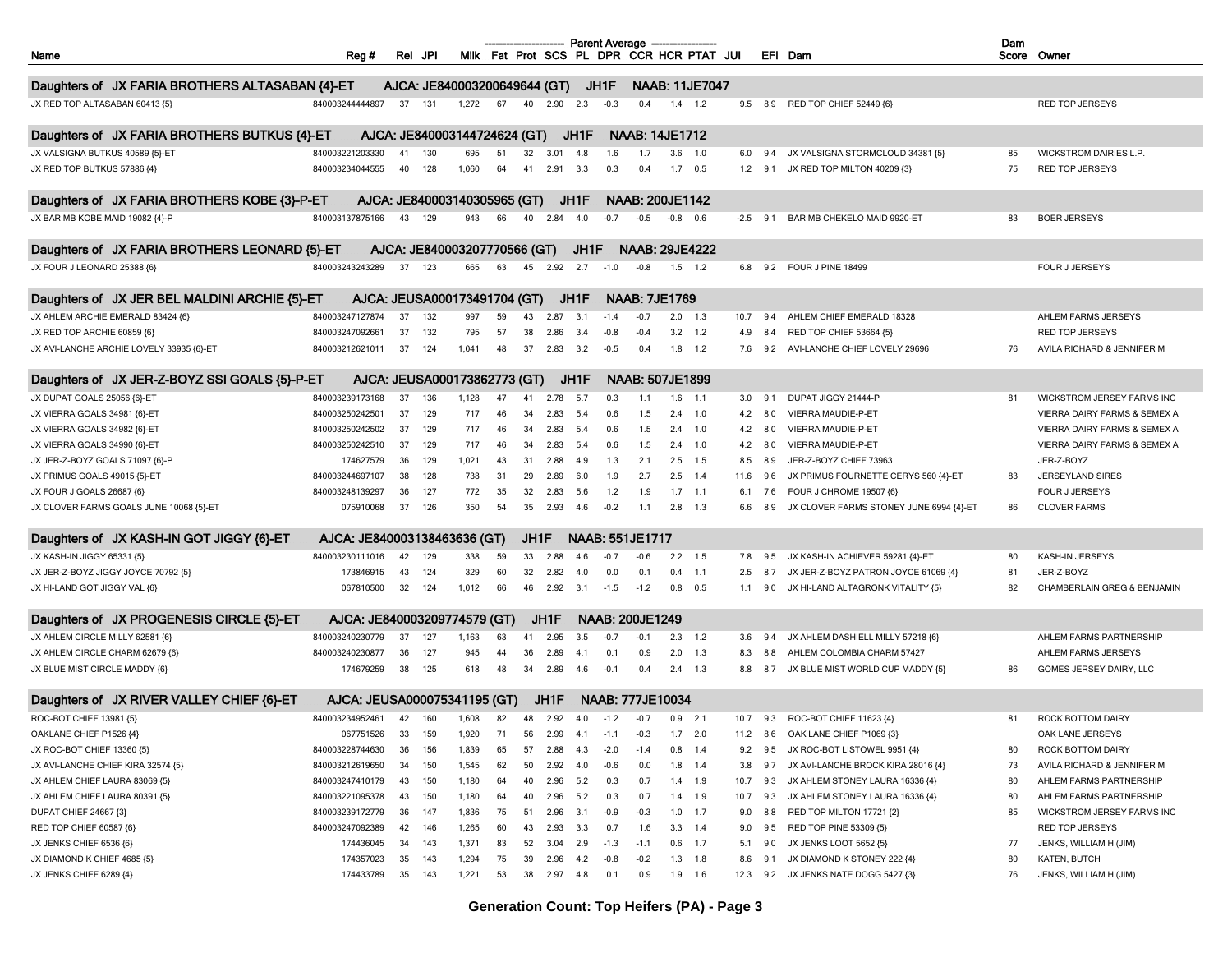| Name | Reg # | Rel | JPI | Milk | Fat | Prot | SCS | PL | DPR | CCR | HCR | PTAT | JUI | EFI | Dam | Dam Score | Owner |
|---|---|---|---|---|---|---|---|---|---|---|---|---|---|---|---|---|---|
| | | | | Parent Average | | | | | | | | | | | | | |
| **Daughters of JX FARIA BROTHERS ALTASABAN {4}-ET** | **AJCA: JE840003200649644 (GT)** | | | | **JH1F** | | | **NAAB: 11JE7047** | | | | | | | | | |
| JX RED TOP ALTASABAN 60413 {5} | 840003244444897 | 37 | 131 | 1,272 | 67 | 40 | 2.90 | 2.3 | -0.3 | 0.4 | 1.4 | 1.2 | 9.5 | 8.9 | RED TOP CHIEF 52449 {6} | | RED TOP JERSEYS |
| **Daughters of JX FARIA BROTHERS BUTKUS {4}-ET** | **AJCA: JE840003144724624 (GT)** | | | | **JH1F** | | | **NAAB: 14JE1712** | | | | | | | | | |
| JX VALSIGNA BUTKUS 40589 {5}-ET | 840003221203330 | 41 | 130 | 695 | 51 | 32 | 3.01 | 4.8 | 1.6 | 1.7 | 3.6 | 1.0 | 6.0 | 9.4 | JX VALSIGNA STORMCLOUD 34381 {5} | 85 | WICKSTROM DAIRIES L.P. |
| JX RED TOP BUTKUS 57886 {4} | 840003234044555 | 40 | 128 | 1,060 | 64 | 41 | 2.91 | 3.3 | 0.3 | 0.4 | 1.7 | 0.5 | 1.2 | 9.1 | JX RED TOP MILTON 40209 {3} | 75 | RED TOP JERSEYS |
| **Daughters of JX FARIA BROTHERS KOBE {3}-P-ET** | **AJCA: JE840003140305965 (GT)** | | | | **JH1F** | | | **NAAB: 200JE1142** | | | | | | | | | |
| JX BAR MB KOBE MAID 19082 {4}-P | 840003137875166 | 43 | 129 | 943 | 66 | 40 | 2.84 | 4.0 | -0.7 | -0.5 | -0.8 | 0.6 | -2.5 | 9.1 | BAR MB CHEKELO MAID 9920-ET | 83 | BOER JERSEYS |
| **Daughters of JX FARIA BROTHERS LEONARD {5}-ET** | **AJCA: JE840003207770566 (GT)** | | | | **JH1F** | | | **NAAB: 29JE4222** | | | | | | | | | |
| JX FOUR J LEONARD 25388 {6} | 840003243243289 | 37 | 123 | 665 | 63 | 45 | 2.92 | 2.7 | -1.0 | -0.8 | 1.5 | 1.2 | 6.8 | 9.2 | FOUR J PINE 18499 | | FOUR J JERSEYS |
| **Daughters of JX JER BEL MALDINI ARCHIE {5}-ET** | **AJCA: JEUSA000173491704 (GT)** | | | | **JH1F** | | | **NAAB: 7JE1769** | | | | | | | | | |
| JX AHLEM ARCHIE EMERALD 83424 {6} | 840003247127874 | 37 | 132 | 997 | 59 | 43 | 2.87 | 3.1 | -1.4 | -0.7 | 2.0 | 1.3 | 10.7 | 9.4 | AHLEM CHIEF EMERALD 18328 | | AHLEM FARMS JERSEYS |
| JX RED TOP ARCHIE 60859 {6} | 840003247092661 | 37 | 132 | 795 | 57 | 38 | 2.86 | 3.4 | -0.8 | -0.4 | 3.2 | 1.2 | 4.9 | 8.4 | RED TOP CHIEF 53664 {5} | | RED TOP JERSEYS |
| JX AVI-LANCHE ARCHIE LOVELY 33935 {6}-ET | 840003212621011 | 37 | 124 | 1,041 | 48 | 37 | 2.83 | 3.2 | -0.5 | 0.4 | 1.8 | 1.2 | 7.6 | 9.2 | AVI-LANCHE CHIEF LOVELY 29696 | 76 | AVILA RICHARD & JENNIFER M |
| **Daughters of JX JER-Z-BOYZ SSI GOALS {5}-P-ET** | **AJCA: JEUSA000173862773 (GT)** | | | | **JH1F** | | | **NAAB: 507JE1899** | | | | | | | | | |
| JX DUPAT GOALS 25056 {6}-ET | 840003239173168 | 37 | 136 | 1,128 | 47 | 41 | 2.78 | 5.7 | 0.3 | 1.1 | 1.6 | 1.1 | 3.0 | 9.1 | DUPAT JIGGY 21444-P | 81 | WICKSTROM JERSEY FARMS INC |
| JX VIERRA GOALS 34981 {6}-ET | 840003250242501 | 37 | 129 | 717 | 46 | 34 | 2.83 | 5.4 | 0.6 | 1.5 | 2.4 | 1.0 | 4.2 | 8.0 | VIERRA MAUDIE-P-ET | | VIERRA DAIRY FARMS & SEMEX A |
| JX VIERRA GOALS 34982 {6}-ET | 840003250242502 | 37 | 129 | 717 | 46 | 34 | 2.83 | 5.4 | 0.6 | 1.5 | 2.4 | 1.0 | 4.2 | 8.0 | VIERRA MAUDIE-P-ET | | VIERRA DAIRY FARMS & SEMEX A |
| JX VIERRA GOALS 34990 {6}-ET | 840003250242510 | 37 | 129 | 717 | 46 | 34 | 2.83 | 5.4 | 0.6 | 1.5 | 2.4 | 1.0 | 4.2 | 8.0 | VIERRA MAUDIE-P-ET | | VIERRA DAIRY FARMS & SEMEX A |
| JX JER-Z-BOYZ GOALS 71097 {6}-P | 174627579 | 36 | 129 | 1,021 | 43 | 31 | 2.88 | 4.9 | 1.3 | 2.1 | 2.5 | 1.5 | 8.5 | 8.9 | JER-Z-BOYZ CHIEF 73963 | | JER-Z-BOYZ |
| JX PRIMUS GOALS 49015 {5}-ET | 840003244697107 | 38 | 128 | 738 | 31 | 29 | 2.89 | 6.0 | 1.9 | 2.7 | 2.5 | 1.4 | 11.6 | 9.6 | JX PRIMUS FOURNETTE CERYS 560 {4}-ET | 83 | JERSEYLAND SIRES |
| JX FOUR J GOALS 26687 {6} | 840003248139297 | 36 | 127 | 772 | 35 | 32 | 2.83 | 5.6 | 1.2 | 1.9 | 1.7 | 1.1 | 6.1 | 7.6 | FOUR J CHROME 19507 {6} | | FOUR J JERSEYS |
| JX CLOVER FARMS GOALS JUNE 10068 {5}-ET | 075910068 | 37 | 126 | 350 | 54 | 35 | 2.93 | 4.6 | -0.2 | 1.1 | 2.8 | 1.3 | 6.6 | 8.9 | JX CLOVER FARMS STONEY JUNE 6994 {4}-ET | 86 | CLOVER FARMS |
| **Daughters of JX KASH-IN GOT JIGGY {6}-ET** | **AJCA: JE840003138463636 (GT)** | | | | **JH1F** | | | **NAAB: 551JE1717** | | | | | | | | | |
| JX KASH-IN JIGGY 65331 {5} | 840003230111016 | 42 | 129 | 338 | 59 | 33 | 2.88 | 4.6 | -0.7 | -0.6 | 2.2 | 1.5 | 7.8 | 9.5 | JX KASH-IN ACHIEVER 59281 {4}-ET | 80 | KASH-IN JERSEYS |
| JX JER-Z-BOYZ JIGGY JOYCE 70792 {5} | 173846915 | 43 | 124 | 329 | 60 | 32 | 2.82 | 4.0 | 0.0 | 0.1 | 0.4 | 1.1 | 2.5 | 8.7 | JX JER-Z-BOYZ PATRON JOYCE 61069 {4} | 81 | JER-Z-BOYZ |
| JX HI-LAND GOT JIGGY VAL {6} | 067810500 | 32 | 124 | 1,012 | 66 | 46 | 2.92 | 3.1 | -1.5 | -1.2 | 0.8 | 0.5 | 1.1 | 9.0 | JX HI-LAND ALTAGRONK VITALITY {5} | 82 | CHAMBERLAIN GREG & BENJAMIN |
| **Daughters of JX PROGENESIS CIRCLE {5}-ET** | **AJCA: JE840003209774579 (GT)** | | | | **JH1F** | | | **NAAB: 200JE1249** | | | | | | | | | |
| JX AHLEM CIRCLE MILLY 62581 {6} | 840003240230779 | 37 | 127 | 1,163 | 63 | 41 | 2.95 | 3.5 | -0.7 | -0.1 | 2.3 | 1.2 | 3.6 | 9.4 | JX AHLEM DASHIELL MILLY 57218 {6} | | AHLEM FARMS PARTNERSHIP |
| JX AHLEM CIRCLE CHARM 62679 {6} | 840003240230877 | 36 | 127 | 945 | 44 | 36 | 2.89 | 4.1 | 0.1 | 0.9 | 2.0 | 1.3 | 8.3 | 8.8 | AHLEM COLOMBIA CHARM 57427 | | AHLEM FARMS JERSEYS |
| JX BLUE MIST CIRCLE MADDY {6} | 174679259 | 38 | 125 | 618 | 48 | 34 | 2.89 | 4.6 | -0.1 | 0.4 | 2.4 | 1.3 | 8.8 | 8.7 | JX BLUE MIST WORLD CUP MADDY {5} | 86 | GOMES JERSEY DAIRY, LLC |
| **Daughters of JX RIVER VALLEY CHIEF {6}-ET** | **AJCA: JEUSA000075341195 (GT)** | | | | **JH1F** | | | **NAAB: 777JE10034** | | | | | | | | | |
| ROC-BOT CHIEF 13981 {5} | 840003234952461 | 42 | 160 | 1,608 | 82 | 48 | 2.92 | 4.0 | -1.2 | -0.7 | 0.9 | 2.1 | 10.7 | 9.3 | ROC-BOT CHIEF 11623 {4} | 81 | ROCK BOTTOM DAIRY |
| OAKLANE CHIEF P1526 {4} | 067751526 | 33 | 159 | 1,920 | 71 | 56 | 2.99 | 4.1 | -1.1 | -0.3 | 1.7 | 2.0 | 11.2 | 8.6 | OAK LANE CHIEF P1069 {3} | | OAK LANE JERSEYS |
| JX ROC-BOT CHIEF 13360 {5} | 840003228744630 | 36 | 156 | 1,839 | 65 | 57 | 2.88 | 4.3 | -2.0 | -1.4 | 0.8 | 1.4 | 9.2 | 9.5 | JX ROC-BOT LISTOWEL 9951 {4} | 80 | ROCK BOTTOM DAIRY |
| JX AVI-LANCHE CHIEF KIRA 32574 {5} | 840003212619650 | 34 | 150 | 1,545 | 62 | 50 | 2.92 | 4.0 | -0.6 | 0.0 | 1.8 | 1.4 | 3.8 | 9.7 | JX AVI-LANCHE BROCK KIRA 28016 {4} | 73 | AVILA RICHARD & JENNIFER M |
| JX AHLEM CHIEF LAURA 83069 {5} | 840003247410179 | 43 | 150 | 1,180 | 64 | 40 | 2.96 | 5.2 | 0.3 | 0.7 | 1.4 | 1.9 | 10.7 | 9.3 | JX AHLEM STONEY LAURA 16336 {4} | 80 | AHLEM FARMS PARTNERSHIP |
| JX AHLEM CHIEF LAURA 80391 {5} | 840003221095378 | 43 | 150 | 1,180 | 64 | 40 | 2.96 | 5.2 | 0.3 | 0.7 | 1.4 | 1.9 | 10.7 | 9.3 | JX AHLEM STONEY LAURA 16336 {4} | 80 | AHLEM FARMS PARTNERSHIP |
| DUPAT CHIEF 24667 {3} | 840003239172779 | 36 | 147 | 1,836 | 75 | 51 | 2.96 | 3.1 | -0.9 | -0.3 | 1.0 | 1.7 | 9.0 | 8.8 | RED TOP MILTON 17721 {2} | 85 | WICKSTROM JERSEY FARMS INC |
| RED TOP CHIEF 60587 {6} | 840003247092389 | 42 | 146 | 1,265 | 60 | 43 | 2.93 | 3.3 | 0.7 | 1.6 | 3.3 | 1.4 | 9.0 | 9.5 | RED TOP PINE 53309 {5} | | RED TOP JERSEYS |
| JX JENKS CHIEF 6536 {6} | 174436045 | 34 | 143 | 1,371 | 83 | 52 | 3.04 | 2.9 | -1.3 | -1.1 | 0.6 | 1.7 | 5.1 | 9.0 | JX JENKS LOOT 5652 {5} | 77 | JENKS, WILLIAM H (JIM) |
| JX DIAMOND K CHIEF 4685 {5} | 174357023 | 35 | 143 | 1,294 | 75 | 39 | 2.96 | 4.2 | -0.8 | -0.2 | 1.3 | 1.8 | 8.6 | 9.1 | JX DIAMOND K STONEY 222 {4} | 80 | KATEN, BUTCH |
| JX JENKS CHIEF 6289 {4} | 174433789 | 35 | 143 | 1,221 | 53 | 38 | 2.97 | 4.8 | 0.1 | 0.9 | 1.9 | 1.6 | 12.3 | 9.2 | JX JENKS NATE DOGG 5427 {3} | 76 | JENKS, WILLIAM H (JIM) |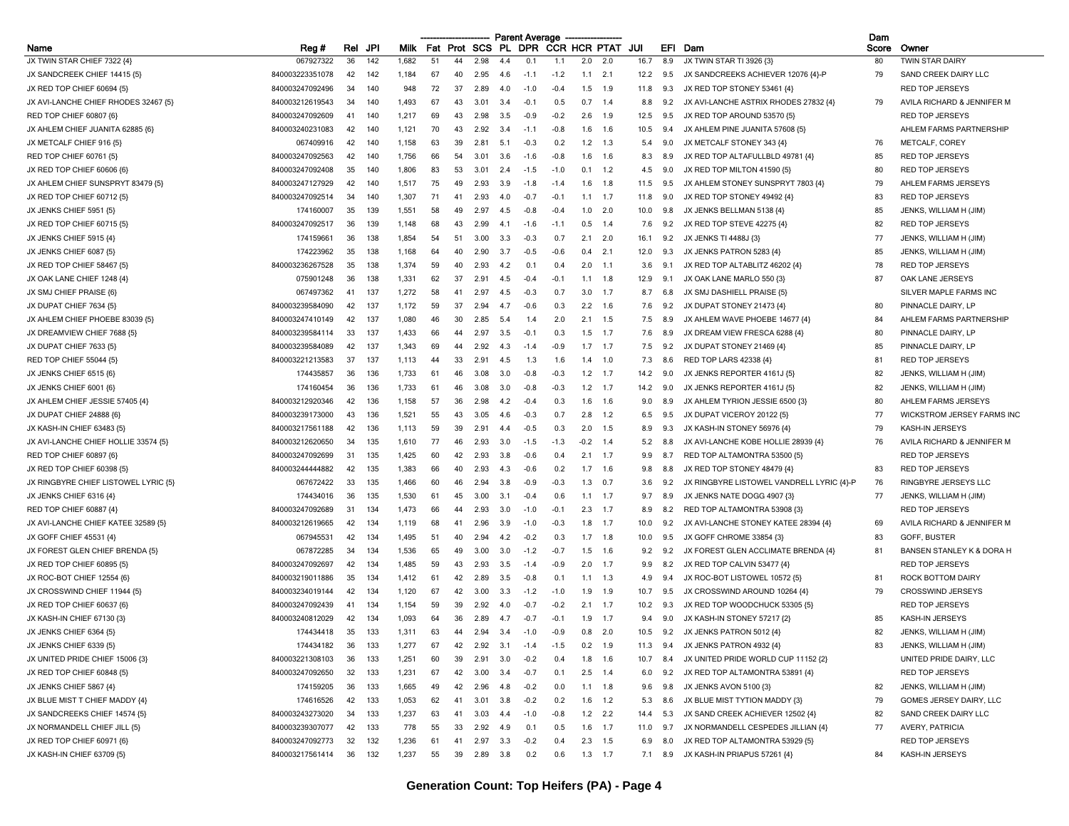| Name | Reg # | Rel | JPI | Milk | Fat | Prot | SCS | PL | DPR | CCR | HCR | PTAT | JUI | EFI | Dam | Dam Score | Owner |
|---|---|---|---|---|---|---|---|---|---|---|---|---|---|---|---|---|---|
| | | | | Parent Average | | | | | | | | | | | | | |
| JX TWIN STAR CHIEF 7322 {4} | 067927322 | 36 | 142 | 1,682 | 51 | 44 | 2.98 | 4.4 | 0.1 | 1.1 | 2.0 | 2.0 | 16.7 | 8.9 | JX TWIN STAR TI 3926 {3} | 80 | TWIN STAR DAIRY |
| JX SANDCREEK CHIEF 14415 {5} | 840003223351078 | 42 | 142 | 1,184 | 67 | 40 | 2.95 | 4.6 | -1.1 | -1.2 | 1.1 | 2.1 | 12.2 | 9.5 | JX SANDCREEKS ACHIEVER 12076 {4}-P | 79 | SAND CREEK DAIRY LLC |
| JX RED TOP CHIEF 60694 {5} | 840003247092496 | 34 | 140 | 948 | 72 | 37 | 2.89 | 4.0 | -1.0 | -0.4 | 1.5 | 1.9 | 11.8 | 9.3 | JX RED TOP STONEY 53461 {4} | | RED TOP JERSEYS |
| JX AVI-LANCHE CHIEF RHODES 32467 {5} | 840003212619543 | 34 | 140 | 1,493 | 67 | 43 | 3.01 | 3.4 | -0.1 | 0.5 | 0.7 | 1.4 | 8.8 | 9.2 | JX AVI-LANCHE ASTRIX RHODES 27832 {4} | 79 | AVILA RICHARD & JENNIFER M |
| RED TOP CHIEF 60807 {6} | 840003247092609 | 41 | 140 | 1,217 | 69 | 43 | 2.98 | 3.5 | -0.9 | -0.2 | 2.6 | 1.9 | 12.5 | 9.5 | JX RED TOP AROUND 53570 {5} | | RED TOP JERSEYS |
| JX AHLEM CHIEF JUANITA 62885 {6} | 840003240231083 | 42 | 140 | 1,121 | 70 | 43 | 2.92 | 3.4 | -1.1 | -0.8 | 1.6 | 1.6 | 10.5 | 9.4 | JX AHLEM PINE JUANITA 57608 {5} | | AHLEM FARMS PARTNERSHIP |
| JX METCALF CHIEF 916 {5} | 067409916 | 42 | 140 | 1,158 | 63 | 39 | 2.81 | 5.1 | -0.3 | 0.2 | 1.2 | 1.3 | 5.4 | 9.0 | JX METCALF STONEY 343 {4} | 76 | METCALF, COREY |
| RED TOP CHIEF 60761 {5} | 840003247092563 | 42 | 140 | 1,756 | 66 | 54 | 3.01 | 3.6 | -1.6 | -0.8 | 1.6 | 1.6 | 8.3 | 8.9 | JX RED TOP ALTAFULLBLD 49781 {4} | 85 | RED TOP JERSEYS |
| JX RED TOP CHIEF 60606 {6} | 840003247092408 | 35 | 140 | 1,806 | 83 | 53 | 3.01 | 2.4 | -1.5 | -1.0 | 0.1 | 1.2 | 4.5 | 9.0 | JX RED TOP MILTON 41590 {5} | 80 | RED TOP JERSEYS |
| JX AHLEM CHIEF SUNSPRYT 83479 {5} | 840003247127929 | 42 | 140 | 1,517 | 75 | 49 | 2.93 | 3.9 | -1.8 | -1.4 | 1.6 | 1.8 | 11.5 | 9.5 | JX AHLEM STONEY SUNSPRYT 7803 {4} | 79 | AHLEM FARMS JERSEYS |
| JX RED TOP CHIEF 60712 {5} | 840003247092514 | 34 | 140 | 1,307 | 71 | 41 | 2.93 | 4.0 | -0.7 | -0.1 | 1.1 | 1.7 | 11.8 | 9.0 | JX RED TOP STONEY 49492 {4} | 83 | RED TOP JERSEYS |
| JX JENKS CHIEF 5951 {5} | 174160007 | 35 | 139 | 1,551 | 58 | 49 | 2.97 | 4.5 | -0.8 | -0.4 | 1.0 | 2.0 | 10.0 | 9.8 | JX JENKS BELLMAN 5138 {4} | 85 | JENKS, WILLIAM H (JIM) |
| JX RED TOP CHIEF 60715 {5} | 840003247092517 | 36 | 139 | 1,148 | 68 | 43 | 2.99 | 4.1 | -1.6 | -1.1 | 0.5 | 1.4 | 7.6 | 9.2 | JX RED TOP STEVE 42275 {4} | 82 | RED TOP JERSEYS |
| JX JENKS CHIEF 5915 {4} | 174159661 | 36 | 138 | 1,854 | 54 | 51 | 3.00 | 3.3 | -0.3 | 0.7 | 2.1 | 2.0 | 16.1 | 9.2 | JX JENKS TI 4488J {3} | 77 | JENKS, WILLIAM H (JIM) |
| JX JENKS CHIEF 6087 {5} | 174223962 | 35 | 138 | 1,168 | 64 | 40 | 2.90 | 3.7 | -0.5 | -0.6 | 0.4 | 2.1 | 12.0 | 9.3 | JX JENKS PATRON 5283 {4} | 85 | JENKS, WILLIAM H (JIM) |
| JX RED TOP CHIEF 58467 {5} | 840003236267528 | 35 | 138 | 1,374 | 59 | 40 | 2.93 | 4.2 | 0.1 | 0.4 | 2.0 | 1.1 | 3.6 | 9.1 | JX RED TOP ALTABLITZ 46202 {4} | 78 | RED TOP JERSEYS |
| JX OAK LANE CHIEF 1248 {4} | 075901248 | 36 | 138 | 1,331 | 62 | 37 | 2.91 | 4.5 | -0.4 | -0.1 | 1.1 | 1.8 | 12.9 | 9.1 | JX OAK LANE MARLO 550 {3} | 87 | OAK LANE JERSEYS |
| JX SMJ CHIEF PRAISE {6} | 067497362 | 41 | 137 | 1,272 | 58 | 41 | 2.97 | 4.5 | -0.3 | 0.7 | 3.0 | 1.7 | 8.7 | 6.8 | JX SMJ DASHIELL PRAISE {5} | | SILVER MAPLE FARMS INC |
| JX DUPAT CHIEF 7634 {5} | 840003239584090 | 42 | 137 | 1,172 | 59 | 37 | 2.94 | 4.7 | -0.6 | 0.3 | 2.2 | 1.6 | 7.6 | 9.2 | JX DUPAT STONEY 21473 {4} | 80 | PINNACLE DAIRY, LP |
| JX AHLEM CHIEF PHOEBE 83039 {5} | 840003247410149 | 42 | 137 | 1,080 | 46 | 30 | 2.85 | 5.4 | 1.4 | 2.0 | 2.1 | 1.5 | 7.5 | 8.9 | JX AHLEM WAVE PHOEBE 14677 {4} | 84 | AHLEM FARMS PARTNERSHIP |
| JX DREAMVIEW CHIEF 7688 {5} | 840003239584114 | 33 | 137 | 1,433 | 66 | 44 | 2.97 | 3.5 | -0.1 | 0.3 | 1.5 | 1.7 | 7.6 | 8.9 | JX DREAM VIEW FRESCA 6288 {4} | 80 | PINNACLE DAIRY, LP |
| JX DUPAT CHIEF 7633 {5} | 840003239584089 | 42 | 137 | 1,343 | 69 | 44 | 2.92 | 4.3 | -1.4 | -0.9 | 1.7 | 1.7 | 7.5 | 9.2 | JX DUPAT STONEY 21469 {4} | 85 | PINNACLE DAIRY, LP |
| RED TOP CHIEF 55044 {5} | 840003221213583 | 37 | 137 | 1,113 | 44 | 33 | 2.91 | 4.5 | 1.3 | 1.6 | 1.4 | 1.0 | 7.3 | 8.6 | RED TOP LARS 42338 {4} | 81 | RED TOP JERSEYS |
| JX JENKS CHIEF 6515 {6} | 174435857 | 36 | 136 | 1,733 | 61 | 46 | 3.08 | 3.0 | -0.8 | -0.3 | 1.2 | 1.7 | 14.2 | 9.0 | JX JENKS REPORTER 4161J {5} | 82 | JENKS, WILLIAM H (JIM) |
| JX JENKS CHIEF 6001 {6} | 174160454 | 36 | 136 | 1,733 | 61 | 46 | 3.08 | 3.0 | -0.8 | -0.3 | 1.2 | 1.7 | 14.2 | 9.0 | JX JENKS REPORTER 4161J {5} | 82 | JENKS, WILLIAM H (JIM) |
| JX AHLEM CHIEF JESSIE 57405 {4} | 840003212920346 | 42 | 136 | 1,158 | 57 | 36 | 2.98 | 4.2 | -0.4 | 0.3 | 1.6 | 1.6 | 9.0 | 8.9 | JX AHLEM TYRION JESSIE 6500 {3} | 80 | AHLEM FARMS JERSEYS |
| JX DUPAT CHIEF 24888 {6} | 840003239173000 | 43 | 136 | 1,521 | 55 | 43 | 3.05 | 4.6 | -0.3 | 0.7 | 2.8 | 1.2 | 6.5 | 9.5 | JX DUPAT VICEROY 20122 {5} | 77 | WICKSTROM JERSEY FARMS INC |
| JX KASH-IN CHIEF 63483 {5} | 840003217561188 | 42 | 136 | 1,113 | 59 | 39 | 2.91 | 4.4 | -0.5 | 0.3 | 2.0 | 1.5 | 8.9 | 9.3 | JX KASH-IN STONEY 56976 {4} | 79 | KASH-IN JERSEYS |
| JX AVI-LANCHE CHIEF HOLLIE 33574 {5} | 840003212620650 | 34 | 135 | 1,610 | 77 | 46 | 2.93 | 3.0 | -1.5 | -1.3 | -0.2 | 1.4 | 5.2 | 8.8 | JX AVI-LANCHE KOBE HOLLIE 28939 {4} | 76 | AVILA RICHARD & JENNIFER M |
| RED TOP CHIEF 60897 {6} | 840003247092699 | 31 | 135 | 1,425 | 60 | 42 | 2.93 | 3.8 | -0.6 | 0.4 | 2.1 | 1.7 | 9.9 | 8.7 | RED TOP ALTAMONTRA 53500 {5} | | RED TOP JERSEYS |
| JX RED TOP CHIEF 60398 {5} | 840003244444882 | 42 | 135 | 1,383 | 66 | 40 | 2.93 | 4.3 | -0.6 | 0.2 | 1.7 | 1.6 | 9.8 | 8.8 | JX RED TOP STONEY 48479 {4} | 83 | RED TOP JERSEYS |
| JX RINGBYRE CHIEF LISTOWEL LYRIC {5} | 067672422 | 33 | 135 | 1,466 | 60 | 46 | 2.94 | 3.8 | -0.9 | -0.3 | 1.3 | 0.7 | 3.6 | 9.2 | JX RINGBYRE LISTOWEL VANDRELL LYRIC {4}-P | 76 | RINGBYRE JERSEYS LLC |
| JX JENKS CHIEF 6316 {4} | 174434016 | 36 | 135 | 1,530 | 61 | 45 | 3.00 | 3.1 | -0.4 | 0.6 | 1.1 | 1.7 | 9.7 | 8.9 | JX JENKS NATE DOGG 4907 {3} | 77 | JENKS, WILLIAM H (JIM) |
| RED TOP CHIEF 60887 {4} | 840003247092689 | 31 | 134 | 1,473 | 66 | 44 | 2.93 | 3.0 | -1.0 | -0.1 | 2.3 | 1.7 | 8.9 | 8.2 | RED TOP ALTAMONTRA 53908 {3} | | RED TOP JERSEYS |
| JX AVI-LANCHE CHIEF KATEE 32589 {5} | 840003212619665 | 42 | 134 | 1,119 | 68 | 41 | 2.96 | 3.9 | -1.0 | -0.3 | 1.8 | 1.7 | 10.0 | 9.2 | JX AVI-LANCHE STONEY KATEE 28394 {4} | 69 | AVILA RICHARD & JENNIFER M |
| JX GOFF CHIEF 45531 {4} | 067945531 | 42 | 134 | 1,495 | 51 | 40 | 2.94 | 4.2 | -0.2 | 0.3 | 1.7 | 1.8 | 10.0 | 9.5 | JX GOFF CHROME 33854 {3} | 83 | GOFF, BUSTER |
| JX FOREST GLEN CHIEF BRENDA {5} | 067872285 | 34 | 134 | 1,536 | 65 | 49 | 3.00 | 3.0 | -1.2 | -0.7 | 1.5 | 1.6 | 9.2 | 9.2 | JX FOREST GLEN ACCLIMATE BRENDA {4} | 81 | BANSEN STANLEY K & DORA H |
| JX RED TOP CHIEF 60895 {5} | 840003247092697 | 42 | 134 | 1,485 | 59 | 43 | 2.93 | 3.5 | -1.4 | -0.9 | 2.0 | 1.7 | 9.9 | 8.2 | JX RED TOP CALVIN 53477 {4} | | RED TOP JERSEYS |
| JX ROC-BOT CHIEF 12554 {6} | 840003219011886 | 35 | 134 | 1,412 | 61 | 42 | 2.89 | 3.5 | -0.8 | 0.1 | 1.1 | 1.3 | 4.9 | 9.4 | JX ROC-BOT LISTOWEL 10572 {5} | 81 | ROCK BOTTOM DAIRY |
| JX CROSSWIND CHIEF 11944 {5} | 840003234019144 | 42 | 134 | 1,120 | 67 | 42 | 3.00 | 3.3 | -1.2 | -1.0 | 1.9 | 1.9 | 10.7 | 9.5 | JX CROSSWIND AROUND 10264 {4} | 79 | CROSSWIND JERSEYS |
| JX RED TOP CHIEF 60637 {6} | 840003247092439 | 41 | 134 | 1,154 | 59 | 39 | 2.92 | 4.0 | -0.7 | -0.2 | 2.1 | 1.7 | 10.2 | 9.3 | JX RED TOP WOODCHUCK 53305 {5} | | RED TOP JERSEYS |
| JX KASH-IN CHIEF 67130 {3} | 840003240812029 | 42 | 134 | 1,093 | 64 | 36 | 2.89 | 4.7 | -0.7 | -0.1 | 1.9 | 1.7 | 9.4 | 9.0 | JX KASH-IN STONEY 57217 {2} | 85 | KASH-IN JERSEYS |
| JX JENKS CHIEF 6364 {5} | 174434418 | 35 | 133 | 1,311 | 63 | 44 | 2.94 | 3.4 | -1.0 | -0.9 | 0.8 | 2.0 | 10.5 | 9.2 | JX JENKS PATRON 5012 {4} | 82 | JENKS, WILLIAM H (JIM) |
| JX JENKS CHIEF 6339 {5} | 174434182 | 36 | 133 | 1,277 | 67 | 42 | 2.92 | 3.1 | -1.4 | -1.5 | 0.2 | 1.9 | 11.3 | 9.4 | JX JENKS PATRON 4932 {4} | 83 | JENKS, WILLIAM H (JIM) |
| JX UNITED PRIDE CHIEF 15006 {3} | 840003221308103 | 36 | 133 | 1,251 | 60 | 39 | 2.91 | 3.0 | -0.2 | 0.4 | 1.8 | 1.6 | 10.7 | 8.4 | JX UNITED PRIDE WORLD CUP 11152 {2} | | UNITED PRIDE DAIRY, LLC |
| JX RED TOP CHIEF 60848 {5} | 840003247092650 | 32 | 133 | 1,231 | 67 | 42 | 3.00 | 3.4 | -0.7 | 0.1 | 2.5 | 1.4 | 6.0 | 9.2 | JX RED TOP ALTAMONTRA 53891 {4} | | RED TOP JERSEYS |
| JX JENKS CHIEF 5867 {4} | 174159205 | 36 | 133 | 1,665 | 49 | 42 | 2.96 | 4.8 | -0.2 | 0.0 | 1.1 | 1.8 | 9.6 | 9.8 | JX JENKS AVON 5100 {3} | 82 | JENKS, WILLIAM H (JIM) |
| JX BLUE MIST T CHIEF MADDY {4} | 174616526 | 42 | 133 | 1,053 | 62 | 41 | 3.01 | 3.8 | -0.2 | 0.2 | 1.6 | 1.2 | 5.3 | 8.6 | JX BLUE MIST TYTION MADDY {3} | 79 | GOMES JERSEY DAIRY, LLC |
| JX SANDCREEKS CHIEF 14574 {5} | 840003243273020 | 34 | 133 | 1,237 | 63 | 41 | 3.03 | 4.4 | -1.0 | -0.8 | 1.2 | 2.2 | 14.4 | 5.3 | JX SAND CREEK ACHIEVER 12502 {4} | 82 | SAND CREEK DAIRY LLC |
| JX NORMANDELL CHIEF JILL {5} | 840003239307077 | 42 | 133 | 778 | 55 | 33 | 2.92 | 4.9 | 0.1 | 0.5 | 1.6 | 1.7 | 11.0 | 9.7 | JX NORMANDELL CESPEDES JILLIAN {4} | 77 | AVERY, PATRICIA |
| JX RED TOP CHIEF 60971 {6} | 840003247092773 | 32 | 132 | 1,236 | 61 | 41 | 2.97 | 3.3 | -0.2 | 0.4 | 2.3 | 1.5 | 6.9 | 8.0 | JX RED TOP ALTAMONTRA 53929 {5} | | RED TOP JERSEYS |
| JX KASH-IN CHIEF 63709 {5} | 840003217561414 | 36 | 132 | 1,237 | 55 | 39 | 2.89 | 3.8 | 0.2 | 0.6 | 1.3 | 1.7 | 7.1 | 8.9 | JX KASH-IN PRIAPUS 57261 {4} | 84 | KASH-IN JERSEYS |

**Generation Count: Top Heifers (PA) - Page 4**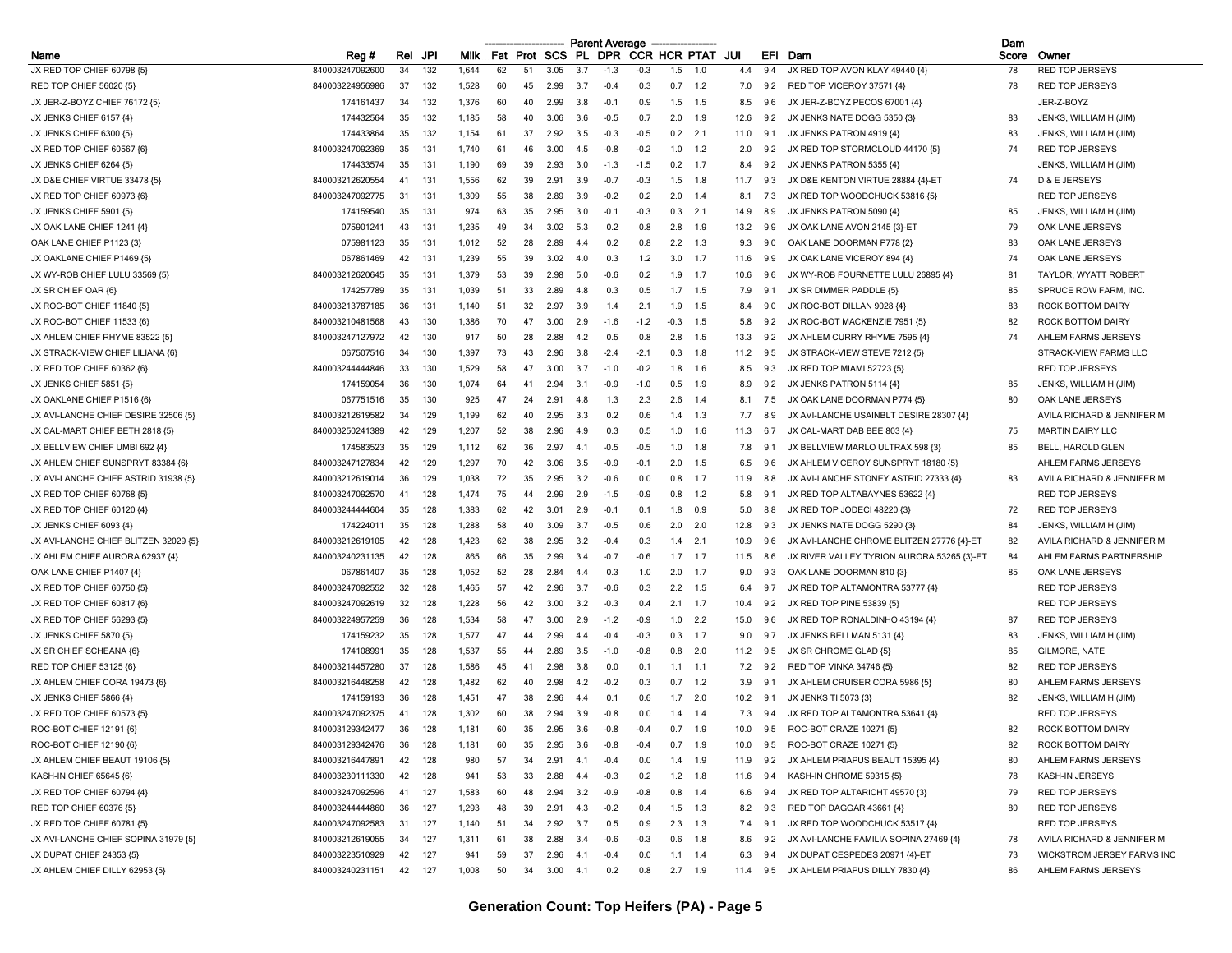| Name | Reg # | Rel | JPI | Milk | Fat | Prot | SCS | PL | DPR | CCR | HCR | PTAT | JUI | EFI | Dam | Dam Score | Owner |
|---|---|---|---|---|---|---|---|---|---|---|---|---|---|---|---|---|---|
| | | | | | Parent Average | | | | | | | | | | | | |
| JX RED TOP CHIEF 60798 {5} | 840003247092600 | 34 | 132 | 1,644 | 62 | 51 | 3.05 | 3.7 | -1.3 | -0.3 | 1.5 | 1.0 | 4.4 | 9.4 | JX RED TOP AVON KLAY 49440 {4} | 78 | RED TOP JERSEYS |
| RED TOP CHIEF 56020 {5} | 840003224956986 | 37 | 132 | 1,528 | 60 | 45 | 2.99 | 3.7 | -0.4 | 0.3 | 0.7 | 1.2 | 7.0 | 9.2 | RED TOP VICEROY 37571 {4} | 78 | RED TOP JERSEYS |
| JX JER-Z-BOYZ CHIEF 76172 {5} | 174161437 | 34 | 132 | 1,376 | 60 | 40 | 2.99 | 3.8 | -0.1 | 0.9 | 1.5 | 1.5 | 8.5 | 9.6 | JX JER-Z-BOYZ PECOS 67001 {4} | | JER-Z-BOYZ |
| JX JENKS CHIEF 6157 {4} | 174432564 | 35 | 132 | 1,185 | 58 | 40 | 3.06 | 3.6 | -0.5 | 0.7 | 2.0 | 1.9 | 12.6 | 9.2 | JX JENKS NATE DOGG 5350 {3} | 83 | JENKS, WILLIAM H (JIM) |
| JX JENKS CHIEF 6300 {5} | 174433864 | 35 | 132 | 1,154 | 61 | 37 | 2.92 | 3.5 | -0.3 | -0.5 | 0.2 | 2.1 | 11.0 | 9.1 | JX JENKS PATRON 4919 {4} | 83 | JENKS, WILLIAM H (JIM) |
| JX RED TOP CHIEF 60567 {6} | 840003247092369 | 35 | 131 | 1,740 | 61 | 46 | 3.00 | 4.5 | -0.8 | -0.2 | 1.0 | 1.2 | 2.0 | 9.2 | JX RED TOP STORMCLOUD 44170 {5} | 74 | RED TOP JERSEYS |
| JX JENKS CHIEF 6264 {5} | 174433574 | 35 | 131 | 1,190 | 69 | 39 | 2.93 | 3.0 | -1.3 | -1.5 | 0.2 | 1.7 | 8.4 | 9.2 | JX JENKS PATRON 5355 {4} | | JENKS, WILLIAM H (JIM) |
| JX D&E CHIEF VIRTUE 33478 {5} | 840003212620554 | 41 | 131 | 1,556 | 62 | 39 | 2.91 | 3.9 | -0.7 | -0.3 | 1.5 | 1.8 | 11.7 | 9.3 | JX D&E KENTON VIRTUE 28884 {4}-ET | 74 | D & E JERSEYS |
| JX RED TOP CHIEF 60973 {6} | 840003247092775 | 31 | 131 | 1,309 | 55 | 38 | 2.89 | 3.9 | -0.2 | 0.2 | 2.0 | 1.4 | 8.1 | 7.3 | JX RED TOP WOODCHUCK 53816 {5} | | RED TOP JERSEYS |
| JX JENKS CHIEF 5901 {5} | 174159540 | 35 | 131 | 974 | 63 | 35 | 2.95 | 3.0 | -0.1 | -0.3 | 0.3 | 2.1 | 14.9 | 8.9 | JX JENKS PATRON 5090 {4} | 85 | JENKS, WILLIAM H (JIM) |
| JX OAK LANE CHIEF 1241 {4} | 075901241 | 43 | 131 | 1,235 | 49 | 34 | 3.02 | 5.3 | 0.2 | 0.8 | 2.8 | 1.9 | 13.2 | 9.9 | JX OAK LANE AVON 2145 {3}-ET | 79 | OAK LANE JERSEYS |
| OAK LANE CHIEF P1123 {3} | 075981123 | 35 | 131 | 1,012 | 52 | 28 | 2.89 | 4.4 | 0.2 | 0.8 | 2.2 | 1.3 | 9.3 | 9.0 | OAK LANE DOORMAN P778 {2} | 83 | OAK LANE JERSEYS |
| JX OAKLANE CHIEF P1469 {5} | 067861469 | 42 | 131 | 1,239 | 55 | 39 | 3.02 | 4.0 | 0.3 | 1.2 | 3.0 | 1.7 | 11.6 | 9.9 | JX OAK LANE VICEROY 894 {4} | 74 | OAK LANE JERSEYS |
| JX WY-ROB CHIEF LULU 33569 {5} | 840003212620645 | 35 | 131 | 1,379 | 53 | 39 | 2.98 | 5.0 | -0.6 | 0.2 | 1.9 | 1.7 | 10.6 | 9.6 | JX WY-ROB FOURNETTE LULU 26895 {4} | 81 | TAYLOR, WYATT ROBERT |
| JX SR CHIEF OAR {6} | 174257789 | 35 | 131 | 1,039 | 51 | 33 | 2.89 | 4.8 | 0.3 | 0.5 | 1.7 | 1.5 | 7.9 | 9.1 | JX SR DIMMER PADDLE {5} | 85 | SPRUCE ROW FARM, INC. |
| JX ROC-BOT CHIEF 11840 {5} | 840003213787185 | 36 | 131 | 1,140 | 51 | 32 | 2.97 | 3.9 | 1.4 | 2.1 | 1.9 | 1.5 | 8.4 | 9.0 | JX ROC-BOT DILLAN 9028 {4} | 83 | ROCK BOTTOM DAIRY |
| JX ROC-BOT CHIEF 11533 {6} | 840003210481568 | 43 | 130 | 1,386 | 70 | 47 | 3.00 | 2.9 | -1.6 | -1.2 | -0.3 | 1.5 | 5.8 | 9.2 | JX ROC-BOT MACKENZIE 7951 {5} | 82 | ROCK BOTTOM DAIRY |
| JX AHLEM CHIEF RHYME 83522 {5} | 840003247127972 | 42 | 130 | 917 | 50 | 28 | 2.88 | 4.2 | 0.5 | 0.8 | 2.8 | 1.5 | 13.3 | 9.2 | JX AHLEM CURRY RHYME 7595 {4} | 74 | AHLEM FARMS JERSEYS |
| JX STRACK-VIEW CHIEF LILIANA {6} | 067507516 | 34 | 130 | 1,397 | 73 | 43 | 2.96 | 3.8 | -2.4 | -2.1 | 0.3 | 1.8 | 11.2 | 9.5 | JX STRACK-VIEW STEVE 7212 {5} | | STRACK-VIEW FARMS LLC |
| JX RED TOP CHIEF 60362 {6} | 840003244444846 | 33 | 130 | 1,529 | 58 | 47 | 3.00 | 3.7 | -1.0 | -0.2 | 1.8 | 1.6 | 8.5 | 9.3 | JX RED TOP MIAMI 52723 {5} | | RED TOP JERSEYS |
| JX JENKS CHIEF 5851 {5} | 174159054 | 36 | 130 | 1,074 | 64 | 41 | 2.94 | 3.1 | -0.9 | -1.0 | 0.5 | 1.9 | 8.9 | 9.2 | JX JENKS PATRON 5114 {4} | 85 | JENKS, WILLIAM H (JIM) |
| JX OAKLANE CHIEF P1516 {6} | 067751516 | 35 | 130 | 925 | 47 | 24 | 2.91 | 4.8 | 1.3 | 2.3 | 2.6 | 1.4 | 8.1 | 7.5 | JX OAK LANE DOORMAN P774 {5} | 80 | OAK LANE JERSEYS |
| JX AVI-LANCHE CHIEF DESIRE 32506 {5} | 840003212619582 | 34 | 129 | 1,199 | 62 | 40 | 2.95 | 3.3 | 0.2 | 0.6 | 1.4 | 1.3 | 7.7 | 8.9 | JX AVI-LANCHE USAINBLT DESIRE 28307 {4} | | AVILA RICHARD & JENNIFER M |
| JX CAL-MART CHIEF BETH 2818 {5} | 840003250241389 | 42 | 129 | 1,207 | 52 | 38 | 2.96 | 4.9 | 0.3 | 0.5 | 1.0 | 1.6 | 11.3 | 6.7 | JX CAL-MART DAB BEE 803 {4} | 75 | MARTIN DAIRY LLC |
| JX BELLVIEW CHIEF UMBI 692 {4} | 174583523 | 35 | 129 | 1,112 | 62 | 36 | 2.97 | 4.1 | -0.5 | -0.5 | 1.0 | 1.8 | 7.8 | 9.1 | JX BELLVIEW MARLO ULTRAX 598 {3} | 85 | BELL, HAROLD GLEN |
| JX AHLEM CHIEF SUNSPRYT 83384 {6} | 840003247127834 | 42 | 129 | 1,297 | 70 | 42 | 3.06 | 3.5 | -0.9 | -0.1 | 2.0 | 1.5 | 6.5 | 9.6 | JX AHLEM VICEROY SUNSPRYT 18180 {5} | | AHLEM FARMS JERSEYS |
| JX AVI-LANCHE CHIEF ASTRID 31938 {5} | 840003212619014 | 36 | 129 | 1,038 | 72 | 35 | 2.95 | 3.2 | -0.6 | 0.0 | 0.8 | 1.7 | 11.9 | 8.8 | JX AVI-LANCHE STONEY ASTRID 27333 {4} | 83 | AVILA RICHARD & JENNIFER M |
| JX RED TOP CHIEF 60768 {5} | 840003247092570 | 41 | 128 | 1,474 | 75 | 44 | 2.99 | 2.9 | -1.5 | -0.9 | 0.8 | 1.2 | 5.8 | 9.1 | JX RED TOP ALTABAYNES 53622 {4} | | RED TOP JERSEYS |
| JX RED TOP CHIEF 60120 {4} | 840003244444604 | 35 | 128 | 1,383 | 62 | 42 | 3.01 | 2.9 | -0.1 | 0.1 | 1.8 | 0.9 | 5.0 | 8.8 | JX RED TOP JODECI 48220 {3} | 72 | RED TOP JERSEYS |
| JX JENKS CHIEF 6093 {4} | 174224011 | 35 | 128 | 1,288 | 58 | 40 | 3.09 | 3.7 | -0.5 | 0.6 | 2.0 | 2.0 | 12.8 | 9.3 | JX JENKS NATE DOGG 5290 {3} | 84 | JENKS, WILLIAM H (JIM) |
| JX AVI-LANCHE CHIEF BLITZEN 32029 {5} | 840003212619105 | 42 | 128 | 1,423 | 62 | 38 | 2.95 | 3.2 | -0.4 | 0.3 | 1.4 | 2.1 | 10.9 | 9.6 | JX AVI-LANCHE CHROME BLITZEN 27776 {4}-ET | 82 | AVILA RICHARD & JENNIFER M |
| JX AHLEM CHIEF AURORA 62937 {4} | 840003240231135 | 42 | 128 | 865 | 66 | 35 | 2.99 | 3.4 | -0.7 | -0.6 | 1.7 | 1.7 | 11.5 | 8.6 | JX RIVER VALLEY TYRION AURORA 53265 {3}-ET | 84 | AHLEM FARMS PARTNERSHIP |
| OAK LANE CHIEF P1407 {4} | 067861407 | 35 | 128 | 1,052 | 52 | 28 | 2.84 | 4.4 | 0.3 | 1.0 | 2.0 | 1.7 | 9.0 | 9.3 | OAK LANE DOORMAN 810 {3} | 85 | OAK LANE JERSEYS |
| JX RED TOP CHIEF 60750 {5} | 840003247092552 | 32 | 128 | 1,465 | 57 | 42 | 2.96 | 3.7 | -0.6 | 0.3 | 2.2 | 1.5 | 6.4 | 9.7 | JX RED TOP ALTAMONTRA 53777 {4} | | RED TOP JERSEYS |
| JX RED TOP CHIEF 60817 {6} | 840003247092619 | 32 | 128 | 1,228 | 56 | 42 | 3.00 | 3.2 | -0.3 | 0.4 | 2.1 | 1.7 | 10.4 | 9.2 | JX RED TOP PINE 53839 {5} | | RED TOP JERSEYS |
| JX RED TOP CHIEF 56293 {5} | 840003224957259 | 36 | 128 | 1,534 | 58 | 47 | 3.00 | 2.9 | -1.2 | -0.9 | 1.0 | 2.2 | 15.0 | 9.6 | JX RED TOP RONALDINHO 43194 {4} | 87 | RED TOP JERSEYS |
| JX JENKS CHIEF 5870 {5} | 174159232 | 35 | 128 | 1,577 | 47 | 44 | 2.99 | 4.4 | -0.4 | -0.3 | 0.3 | 1.7 | 9.0 | 9.7 | JX JENKS BELLMAN 5131 {4} | 83 | JENKS, WILLIAM H (JIM) |
| JX SR CHIEF SCHEANA {6} | 174108991 | 35 | 128 | 1,537 | 55 | 44 | 2.89 | 3.5 | -1.0 | -0.8 | 0.8 | 2.0 | 11.2 | 9.5 | JX SR CHROME GLAD {5} | 85 | GILMORE, NATE |
| RED TOP CHIEF 53125 {6} | 840003214457280 | 37 | 128 | 1,586 | 45 | 41 | 2.98 | 3.8 | 0.0 | 0.1 | 1.1 | 1.1 | 7.2 | 9.2 | RED TOP VINKA 34746 {5} | 82 | RED TOP JERSEYS |
| JX AHLEM CHIEF CORA 19473 {6} | 840003216448258 | 42 | 128 | 1,482 | 62 | 40 | 2.98 | 4.2 | -0.2 | 0.3 | 0.7 | 1.2 | 3.9 | 9.1 | JX AHLEM CRUISER CORA 5986 {5} | 80 | AHLEM FARMS JERSEYS |
| JX JENKS CHIEF 5866 {4} | 174159193 | 36 | 128 | 1,451 | 47 | 38 | 2.96 | 4.4 | 0.1 | 0.6 | 1.7 | 2.0 | 10.2 | 9.1 | JX JENKS TI 5073 {3} | 82 | JENKS, WILLIAM H (JIM) |
| JX RED TOP CHIEF 60573 {5} | 840003247092375 | 41 | 128 | 1,302 | 60 | 38 | 2.94 | 3.9 | -0.8 | 0.0 | 1.4 | 1.4 | 7.3 | 9.4 | JX RED TOP ALTAMONTRA 53641 {4} | | RED TOP JERSEYS |
| ROC-BOT CHIEF 12191 {6} | 840003129342477 | 36 | 128 | 1,181 | 60 | 35 | 2.95 | 3.6 | -0.8 | -0.4 | 0.7 | 1.9 | 10.0 | 9.5 | ROC-BOT CRAZE 10271 {5} | 82 | ROCK BOTTOM DAIRY |
| ROC-BOT CHIEF 12190 {6} | 840003129342476 | 36 | 128 | 1,181 | 60 | 35 | 2.95 | 3.6 | -0.8 | -0.4 | 0.7 | 1.9 | 10.0 | 9.5 | ROC-BOT CRAZE 10271 {5} | 82 | ROCK BOTTOM DAIRY |
| JX AHLEM CHIEF BEAUT 19106 {5} | 840003216447891 | 42 | 128 | 980 | 57 | 34 | 2.91 | 4.1 | -0.4 | 0.0 | 1.4 | 1.9 | 11.9 | 9.2 | JX AHLEM PRIAPUS BEAUT 15395 {4} | 80 | AHLEM FARMS JERSEYS |
| KASH-IN CHIEF 65645 {6} | 840003230111330 | 42 | 128 | 941 | 53 | 33 | 2.88 | 4.4 | -0.3 | 0.2 | 1.2 | 1.8 | 11.6 | 9.4 | KASH-IN CHROME 59315 {5} | 78 | KASH-IN JERSEYS |
| JX RED TOP CHIEF 60794 {4} | 840003247092596 | 41 | 127 | 1,583 | 60 | 48 | 2.94 | 3.2 | -0.9 | -0.8 | 0.8 | 1.4 | 6.6 | 9.4 | JX RED TOP ALTARICHT 49570 {3} | 79 | RED TOP JERSEYS |
| RED TOP CHIEF 60376 {5} | 840003244444860 | 36 | 127 | 1,293 | 48 | 39 | 2.91 | 4.3 | -0.2 | 0.4 | 1.5 | 1.3 | 8.2 | 9.3 | RED TOP DAGGAR 43661 {4} | 80 | RED TOP JERSEYS |
| JX RED TOP CHIEF 60781 {5} | 840003247092583 | 31 | 127 | 1,140 | 51 | 34 | 2.92 | 3.7 | 0.5 | 0.9 | 2.3 | 1.3 | 7.4 | 9.1 | JX RED TOP WOODCHUCK 53517 {4} | | RED TOP JERSEYS |
| JX AVI-LANCHE CHIEF SOPINA 31979 {5} | 840003212619055 | 34 | 127 | 1,311 | 61 | 38 | 2.88 | 3.4 | -0.6 | -0.3 | 0.6 | 1.8 | 8.6 | 9.2 | JX AVI-LANCHE FAMILIA SOPINA 27469 {4} | 78 | AVILA RICHARD & JENNIFER M |
| JX DUPAT CHIEF 24353 {5} | 840003223510929 | 42 | 127 | 941 | 59 | 37 | 2.96 | 4.1 | -0.4 | 0.0 | 1.1 | 1.4 | 6.3 | 9.4 | JX DUPAT CESPEDES 20971 {4}-ET | 73 | WICKSTROM JERSEY FARMS INC |
| JX AHLEM CHIEF DILLY 62953 {5} | 840003240231151 | 42 | 127 | 1,008 | 50 | 34 | 3.00 | 4.1 | 0.2 | 0.8 | 2.7 | 1.9 | 11.4 | 9.5 | JX AHLEM PRIAPUS DILLY 7830 {4} | 86 | AHLEM FARMS JERSEYS |

**Generation Count: Top Heifers (PA) - Page 5**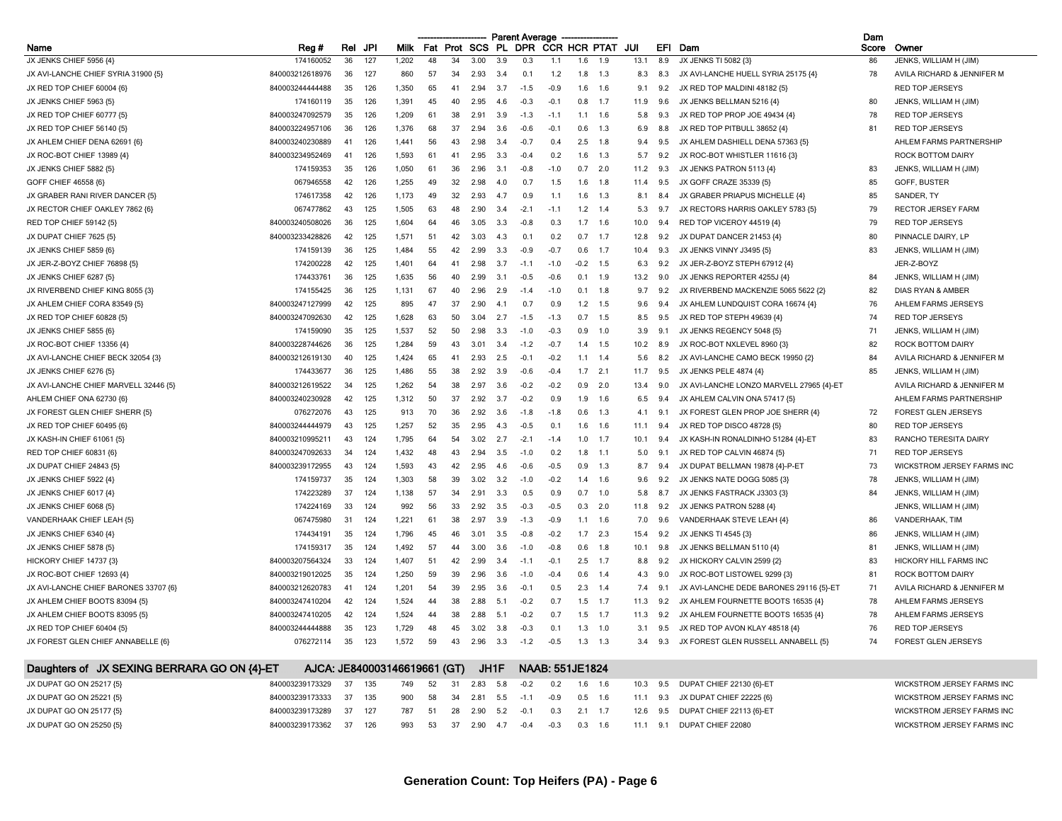| Name | Reg # | Rel | JPI | Milk | Fat | Prot | SCS | PL | DPR | CCR | HCR | PTAT | JUI | EFI | Dam | Dam Score | Owner |
|---|---|---|---|---|---|---|---|---|---|---|---|---|---|---|---|---|---|
| | | | | Parent Average | | | | | | | | | | | | | |
| JX JENKS CHIEF 5956 {4} | 174160052 | 36 | 127 | 1,202 | 48 | 34 | 3.00 | 3.9 | 0.3 | 1.1 | 1.6 | 1.9 | 13.1 | 8.9 | JX JENKS TI 5082 {3} | 86 | JENKS, WILLIAM H (JIM) |
| JX AVI-LANCHE CHIEF SYRIA 31900 {5} | 840003212618976 | 36 | 127 | 860 | 57 | 34 | 2.93 | 3.4 | 0.1 | 1.2 | 1.8 | 1.3 | 8.3 | 8.3 | JX AVI-LANCHE HUELL SYRIA 25175 {4} | 78 | AVILA RICHARD & JENNIFER M |
| JX RED TOP CHIEF 60004 {6} | 840003244444488 | 35 | 126 | 1,350 | 65 | 41 | 2.94 | 3.7 | -1.5 | -0.9 | 1.6 | 1.6 | 9.1 | 9.2 | JX RED TOP MALDINI 48182 {5} | | RED TOP JERSEYS |
| JX JENKS CHIEF 5963 {5} | 174160119 | 35 | 126 | 1,391 | 45 | 40 | 2.95 | 4.6 | -0.3 | -0.1 | 0.8 | 1.7 | 11.9 | 9.6 | JX JENKS BELLMAN 5216 {4} | 80 | JENKS, WILLIAM H (JIM) |
| JX RED TOP CHIEF 60777 {5} | 840003247092579 | 35 | 126 | 1,209 | 61 | 38 | 2.91 | 3.9 | -1.3 | -1.1 | 1.1 | 1.6 | 5.8 | 9.3 | JX RED TOP PROP JOE 49434 {4} | 78 | RED TOP JERSEYS |
| JX RED TOP CHIEF 56140 {5} | 840003224957106 | 36 | 126 | 1,376 | 68 | 37 | 2.94 | 3.6 | -0.6 | -0.1 | 0.6 | 1.3 | 6.9 | 8.8 | JX RED TOP PITBULL 38652 {4} | 81 | RED TOP JERSEYS |
| JX AHLEM CHIEF DENA 62691 {6} | 840003240230889 | 41 | 126 | 1,441 | 56 | 43 | 2.98 | 3.4 | -0.7 | 0.4 | 2.5 | 1.8 | 9.4 | 9.5 | JX AHLEM DASHIELL DENA 57363 {5} | | AHLEM FARMS PARTNERSHIP |
| JX ROC-BOT CHIEF 13989 {4} | 840003234952469 | 41 | 126 | 1,593 | 61 | 41 | 2.95 | 3.3 | -0.4 | 0.2 | 1.6 | 1.3 | 5.7 | 9.2 | JX ROC-BOT WHISTLER 11616 {3} | | ROCK BOTTOM DAIRY |
| JX JENKS CHIEF 5882 {5} | 174159353 | 35 | 126 | 1,050 | 61 | 36 | 2.96 | 3.1 | -0.8 | -1.0 | 0.7 | 2.0 | 11.2 | 9.3 | JX JENKS PATRON 5113 {4} | 83 | JENKS, WILLIAM H (JIM) |
| GOFF CHIEF 46558 {6} | 067946558 | 42 | 126 | 1,255 | 49 | 32 | 2.98 | 4.0 | 0.7 | 1.5 | 1.6 | 1.8 | 11.4 | 9.5 | JX GOFF CRAZE 35339 {5} | 85 | GOFF, BUSTER |
| JX GRABER RANI RIVER DANCER {5} | 174617358 | 42 | 126 | 1,173 | 49 | 32 | 2.93 | 4.7 | 0.9 | 1.1 | 1.6 | 1.3 | 8.1 | 8.4 | JX GRABER PRIAPUS MICHELLE {4} | 85 | SANDER, TY |
| JX RECTOR CHIEF OAKLEY 7862 {6} | 067477862 | 43 | 125 | 1,505 | 63 | 48 | 2.90 | 3.4 | -2.1 | -1.1 | 1.2 | 1.4 | 5.3 | 9.7 | JX RECTORS HARRIS OAKLEY 5783 {5} | 79 | RECTOR JERSEY FARM |
| RED TOP CHIEF 59142 {5} | 840003240508026 | 36 | 125 | 1,604 | 64 | 46 | 3.05 | 3.3 | -0.8 | 0.3 | 1.7 | 1.6 | 10.0 | 9.4 | RED TOP VICEROY 44519 {4} | 79 | RED TOP JERSEYS |
| JX DUPAT CHIEF 7625 {5} | 840003233428826 | 42 | 125 | 1,571 | 51 | 42 | 3.03 | 4.3 | 0.1 | 0.2 | 0.7 | 1.7 | 12.8 | 9.2 | JX DUPAT DANCER 21453 {4} | 80 | PINNACLE DAIRY, LP |
| JX JENKS CHIEF 5859 {6} | 174159139 | 36 | 125 | 1,484 | 55 | 42 | 2.99 | 3.3 | -0.9 | -0.7 | 0.6 | 1.7 | 10.4 | 9.3 | JX JENKS VINNY J3495 {5} | 83 | JENKS, WILLIAM H (JIM) |
| JX JER-Z-BOYZ CHIEF 76898 {5} | 174200228 | 42 | 125 | 1,401 | 64 | 41 | 2.98 | 3.7 | -1.1 | -1.0 | -0.2 | 1.5 | 6.3 | 9.2 | JX JER-Z-BOYZ STEPH 67912 {4} | | JER-Z-BOYZ |
| JX JENKS CHIEF 6287 {5} | 174433761 | 36 | 125 | 1,635 | 56 | 40 | 2.99 | 3.1 | -0.5 | -0.6 | 0.1 | 1.9 | 13.2 | 9.0 | JX JENKS REPORTER 4255J {4} | 84 | JENKS, WILLIAM H (JIM) |
| JX RIVERBEND CHIEF KING 8055 {3} | 174155425 | 36 | 125 | 1,131 | 67 | 40 | 2.96 | 2.9 | -1.4 | -1.0 | 0.1 | 1.8 | 9.7 | 9.2 | JX RIVERBEND MACKENZIE 5065 5622 {2} | 82 | DIAS RYAN & AMBER |
| JX AHLEM CHIEF CORA 83549 {5} | 840003247127999 | 42 | 125 | 895 | 47 | 37 | 2.90 | 4.1 | 0.7 | 0.9 | 1.2 | 1.5 | 9.6 | 9.4 | JX AHLEM LUNDQUIST CORA 16674 {4} | 76 | AHLEM FARMS JERSEYS |
| JX RED TOP CHIEF 60828 {5} | 840003247092630 | 42 | 125 | 1,628 | 63 | 50 | 3.04 | 2.7 | -1.5 | -1.3 | 0.7 | 1.5 | 8.5 | 9.5 | JX RED TOP STEPH 49639 {4} | 74 | RED TOP JERSEYS |
| JX JENKS CHIEF 5855 {6} | 174159090 | 35 | 125 | 1,537 | 52 | 50 | 2.98 | 3.3 | -1.0 | -0.3 | 0.9 | 1.0 | 3.9 | 9.1 | JX JENKS REGENCY 5048 {5} | 71 | JENKS, WILLIAM H (JIM) |
| JX ROC-BOT CHIEF 13356 {4} | 840003228744626 | 36 | 125 | 1,284 | 59 | 43 | 3.01 | 3.4 | -1.2 | -0.7 | 1.4 | 1.5 | 10.2 | 8.9 | JX ROC-BOT NXLEVEL 8960 {3} | 82 | ROCK BOTTOM DAIRY |
| JX AVI-LANCHE CHIEF BECK 32054 {3} | 840003212619130 | 40 | 125 | 1,424 | 65 | 41 | 2.93 | 2.5 | -0.1 | -0.2 | 1.1 | 1.4 | 5.6 | 8.2 | JX AVI-LANCHE CAMO BECK 19950 {2} | 84 | AVILA RICHARD & JENNIFER M |
| JX JENKS CHIEF 6276 {5} | 174433677 | 36 | 125 | 1,486 | 55 | 38 | 2.92 | 3.9 | -0.6 | -0.4 | 1.7 | 2.1 | 11.7 | 9.5 | JX JENKS PELE 4874 {4} | 85 | JENKS, WILLIAM H (JIM) |
| JX AVI-LANCHE CHIEF MARVELL 32446 {5} | 840003212619522 | 34 | 125 | 1,262 | 54 | 38 | 2.97 | 3.6 | -0.2 | -0.2 | 0.9 | 2.0 | 13.4 | 9.0 | JX AVI-LANCHE LONZO MARVELL 27965 {4}-ET | | AVILA RICHARD & JENNIFER M |
| AHLEM CHIEF ONA 62730 {6} | 840003240230928 | 42 | 125 | 1,312 | 50 | 37 | 2.92 | 3.7 | -0.2 | 0.9 | 1.9 | 1.6 | 6.5 | 9.4 | JX AHLEM CALVIN ONA 57417 {5} | | AHLEM FARMS PARTNERSHIP |
| JX FOREST GLEN CHIEF SHERR {5} | 076272076 | 43 | 125 | 913 | 70 | 36 | 2.92 | 3.6 | -1.8 | -1.8 | 0.6 | 1.3 | 4.1 | 9.1 | JX FOREST GLEN PROP JOE SHERR {4} | 72 | FOREST GLEN JERSEYS |
| JX RED TOP CHIEF 60495 {6} | 840003244444979 | 43 | 125 | 1,257 | 52 | 35 | 2.95 | 4.3 | -0.5 | 0.1 | 1.6 | 1.6 | 11.1 | 9.4 | JX RED TOP DISCO 48728 {5} | 80 | RED TOP JERSEYS |
| JX KASH-IN CHIEF 61061 {5} | 840003210995211 | 43 | 124 | 1,795 | 64 | 54 | 3.02 | 2.7 | -2.1 | -1.4 | 1.0 | 1.7 | 10.1 | 9.4 | JX KASH-IN RONALDINHO 51284 {4}-ET | 83 | RANCHO TERESITA DAIRY |
| RED TOP CHIEF 60831 {6} | 840003247092633 | 34 | 124 | 1,432 | 48 | 43 | 2.94 | 3.5 | -1.0 | 0.2 | 1.8 | 1.1 | 5.0 | 9.1 | JX RED TOP CALVIN 46874 {5} | 71 | RED TOP JERSEYS |
| JX DUPAT CHIEF 24843 {5} | 840003239172955 | 43 | 124 | 1,593 | 43 | 42 | 2.95 | 4.6 | -0.6 | -0.5 | 0.9 | 1.3 | 8.7 | 9.4 | JX DUPAT BELLMAN 19878 {4}-P-ET | 73 | WICKSTROM JERSEY FARMS INC |
| JX JENKS CHIEF 5922 {4} | 174159737 | 35 | 124 | 1,303 | 58 | 39 | 3.02 | 3.2 | -1.0 | -0.2 | 1.4 | 1.6 | 9.6 | 9.2 | JX JENKS NATE DOGG 5085 {3} | 78 | JENKS, WILLIAM H (JIM) |
| JX JENKS CHIEF 6017 {4} | 174223289 | 37 | 124 | 1,138 | 57 | 34 | 2.91 | 3.3 | 0.5 | 0.9 | 0.7 | 1.0 | 5.8 | 8.7 | JX JENKS FASTRACK J3303 {3} | 84 | JENKS, WILLIAM H (JIM) |
| JX JENKS CHIEF 6068 {5} | 174224169 | 33 | 124 | 992 | 56 | 33 | 2.92 | 3.5 | -0.3 | -0.5 | 0.3 | 2.0 | 11.8 | 9.2 | JX JENKS PATRON 5288 {4} | | JENKS, WILLIAM H (JIM) |
| VANDERHAAK CHIEF LEAH {5} | 067475980 | 31 | 124 | 1,221 | 61 | 38 | 2.97 | 3.9 | -1.3 | -0.9 | 1.1 | 1.6 | 7.0 | 9.6 | VANDERHAAK STEVE LEAH {4} | 86 | VANDERHAAK, TIM |
| JX JENKS CHIEF 6340 {4} | 174434191 | 35 | 124 | 1,796 | 45 | 46 | 3.01 | 3.5 | -0.8 | -0.2 | 1.7 | 2.3 | 15.4 | 9.2 | JX JENKS TI 4545 {3} | 86 | JENKS, WILLIAM H (JIM) |
| JX JENKS CHIEF 5878 {5} | 174159317 | 35 | 124 | 1,492 | 57 | 44 | 3.00 | 3.6 | -1.0 | -0.8 | 0.6 | 1.8 | 10.1 | 9.8 | JX JENKS BELLMAN 5110 {4} | 81 | JENKS, WILLIAM H (JIM) |
| HICKORY CHIEF 14737 {3} | 840003207564324 | 33 | 124 | 1,407 | 51 | 42 | 2.99 | 3.4 | -1.1 | -0.1 | 2.5 | 1.7 | 8.8 | 9.2 | JX HICKORY CALVIN 2599 {2} | 83 | HICKORY HILL FARMS INC |
| JX ROC-BOT CHIEF 12693 {4} | 840003219012025 | 35 | 124 | 1,250 | 59 | 39 | 2.96 | 3.6 | -1.0 | -0.4 | 0.6 | 1.4 | 4.3 | 9.0 | JX ROC-BOT LISTOWEL 9299 {3} | 81 | ROCK BOTTOM DAIRY |
| JX AVI-LANCHE CHIEF BARONES 33707 {6} | 840003212620783 | 41 | 124 | 1,201 | 54 | 39 | 2.95 | 3.6 | -0.1 | 0.5 | 2.3 | 1.4 | 7.4 | 9.1 | JX AVI-LANCHE DEDE BARONES 29116 {5}-ET | 71 | AVILA RICHARD & JENNIFER M |
| JX AHLEM CHIEF BOOTS 83094 {5} | 840003247410204 | 42 | 124 | 1,524 | 44 | 38 | 2.88 | 5.1 | -0.2 | 0.7 | 1.5 | 1.7 | 11.3 | 9.2 | JX AHLEM FOURNETTE BOOTS 16535 {4} | 78 | AHLEM FARMS JERSEYS |
| JX AHLEM CHIEF BOOTS 83095 {5} | 840003247410205 | 42 | 124 | 1,524 | 44 | 38 | 2.88 | 5.1 | -0.2 | 0.7 | 1.5 | 1.7 | 11.3 | 9.2 | JX AHLEM FOURNETTE BOOTS 16535 {4} | 78 | AHLEM FARMS JERSEYS |
| JX RED TOP CHIEF 60404 {5} | 840003244444888 | 35 | 123 | 1,729 | 48 | 45 | 3.02 | 3.8 | -0.3 | 0.1 | 1.3 | 1.0 | 3.1 | 9.5 | JX RED TOP AVON KLAY 48518 {4} | 76 | RED TOP JERSEYS |
| JX FOREST GLEN CHIEF ANNABELLE {6} | 076272114 | 35 | 123 | 1,572 | 59 | 43 | 2.96 | 3.3 | -1.2 | -0.5 | 1.3 | 1.3 | 3.4 | 9.3 | JX FOREST GLEN RUSSELL ANNABELL {5} | 74 | FOREST GLEN JERSEYS |

## Daughters of JX SEXING BERRARA GO ON {4}-ET — AJCA: JE840003146619661 (GT) — JH1F — NAAB: 551JE1824

| Name | Reg # | Rel | JPI | Milk | Fat | Prot | SCS | PL | DPR | CCR | HCR | PTAT | JUI | EFI | Dam | Dam Score | Owner |
|---|---|---|---|---|---|---|---|---|---|---|---|---|---|---|---|---|---|
| JX DUPAT GO ON 25217 {5} | 840003239173329 | 37 | 135 | 749 | 52 | 31 | 2.83 | 5.8 | -0.2 | 0.2 | 1.6 | 1.6 | 10.3 | 9.5 | DUPAT CHIEF 22130 {6}-ET | | WICKSTROM JERSEY FARMS INC |
| JX DUPAT GO ON 25221 {5} | 840003239173333 | 37 | 135 | 900 | 58 | 34 | 2.81 | 5.5 | -1.1 | -0.9 | 0.5 | 1.6 | 11.1 | 9.3 | JX DUPAT CHIEF 22225 {6} | | WICKSTROM JERSEY FARMS INC |
| JX DUPAT GO ON 25177 {5} | 840003239173289 | 37 | 127 | 787 | 51 | 28 | 2.90 | 5.2 | -0.1 | 0.3 | 2.1 | 1.7 | 12.6 | 9.5 | DUPAT CHIEF 22113 {6}-ET | | WICKSTROM JERSEY FARMS INC |
| JX DUPAT GO ON 25250 {5} | 840003239173362 | 37 | 126 | 993 | 53 | 37 | 2.90 | 4.7 | -0.4 | -0.3 | 0.3 | 1.6 | 11.1 | 9.1 | DUPAT CHIEF 22080 | | WICKSTROM JERSEY FARMS INC |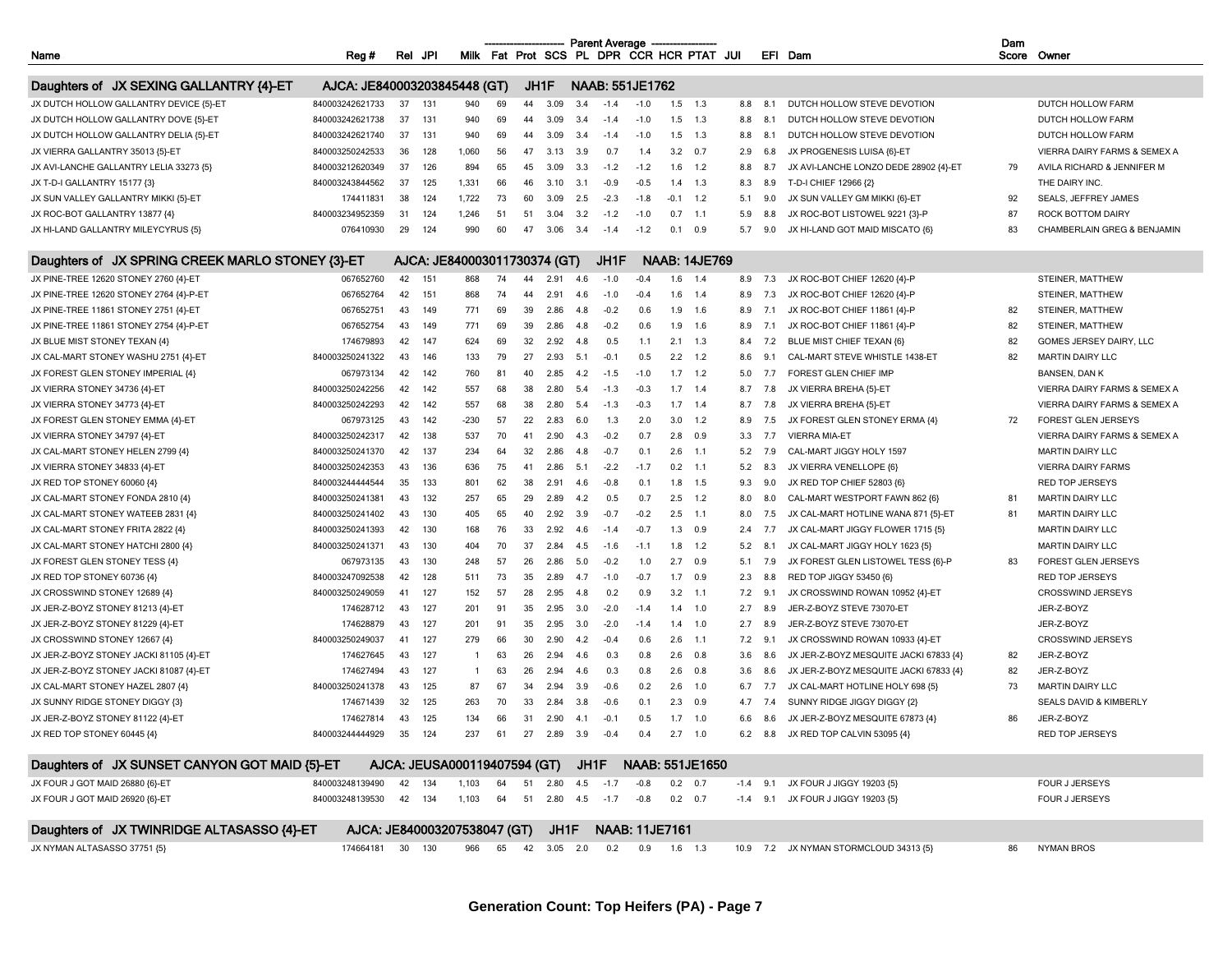| Name | Reg # | Rel | JPI | Milk | Fat | Prot | SCS | PL | DPR | CCR | HCR | PTAT | JUI | EFI | Dam | Dam Score | Owner |
|---|---|---|---|---|---|---|---|---|---|---|---|---|---|---|---|---|---|
| | | | | Parent Average | | | | | | | | | | | | | |
| **Daughters of JX SEXING GALLANTRY {4}-ET** | **AJCA: JE840003203845448 (GT)** | | | **JH1F** | | | **NAAB: 551JE1762** | | | | | | | | | | |
| JX DUTCH HOLLOW GALLANTRY DEVICE {5}-ET | 840003242621733 | 37 | 131 | 940 | 69 | 44 | 3.09 | 3.4 | -1.4 | -1.0 | 1.5 | 1.3 | 8.8 | 8.1 | DUTCH HOLLOW STEVE DEVOTION | | DUTCH HOLLOW FARM |
| JX DUTCH HOLLOW GALLANTRY DOVE {5}-ET | 840003242621738 | 37 | 131 | 940 | 69 | 44 | 3.09 | 3.4 | -1.4 | -1.0 | 1.5 | 1.3 | 8.8 | 8.1 | DUTCH HOLLOW STEVE DEVOTION | | DUTCH HOLLOW FARM |
| JX DUTCH HOLLOW GALLANTRY DELIA {5}-ET | 840003242621740 | 37 | 131 | 940 | 69 | 44 | 3.09 | 3.4 | -1.4 | -1.0 | 1.5 | 1.3 | 8.8 | 8.1 | DUTCH HOLLOW STEVE DEVOTION | | DUTCH HOLLOW FARM |
| JX VIERRA GALLANTRY 35013 {5}-ET | 840003250242533 | 36 | 128 | 1,060 | 56 | 47 | 3.13 | 3.9 | 0.7 | 1.4 | 3.2 | 0.7 | 2.9 | 6.8 | JX PROGENESIS LUISA {6}-ET | | VIERRA DAIRY FARMS & SEMEX A |
| JX AVI-LANCHE GALLANTRY LELIA 33273 {5} | 840003212620349 | 37 | 126 | 894 | 65 | 45 | 3.09 | 3.3 | -1.2 | -1.2 | 1.6 | 1.2 | 8.8 | 8.7 | JX AVI-LANCHE LONZO DEDE 28902 {4}-ET | 79 | AVILA RICHARD & JENNIFER M |
| JX T-D-I GALLANTRY 15177 {3} | 840003243844562 | 37 | 125 | 1,331 | 66 | 46 | 3.10 | 3.1 | -0.9 | -0.5 | 1.4 | 1.3 | 8.3 | 8.9 | T-D-I CHIEF 12966 {2} | | THE DAIRY INC. |
| JX SUN VALLEY GALLANTRY MIKKI {5}-ET | 174411831 | 38 | 124 | 1,722 | 73 | 60 | 3.09 | 2.5 | -2.3 | -1.8 | -0.1 | 1.2 | 5.1 | 9.0 | JX SUN VALLEY GM MIKKI {6}-ET | 92 | SEALS, JEFFREY JAMES |
| JX ROC-BOT GALLANTRY 13877 {4} | 840003234952359 | 31 | 124 | 1,246 | 51 | 51 | 3.04 | 3.2 | -1.2 | -1.0 | 0.7 | 1.1 | 5.9 | 8.8 | JX ROC-BOT LISTOWEL 9221 {3}-P | 87 | ROCK BOTTOM DAIRY |
| JX HI-LAND GALLANTRY MILEYCYRUS {5} | 076410930 | 29 | 124 | 990 | 60 | 47 | 3.06 | 3.4 | -1.4 | -1.2 | 0.1 | 0.9 | 5.7 | 9.0 | JX HI-LAND GOT MAID MISCATO {6} | 83 | CHAMBERLAIN GREG & BENJAMIN |
| **Daughters of JX SPRING CREEK MARLO STONEY {3}-ET** | **AJCA: JE840003011730374 (GT)** | | | | | | **JH1F** | | **NAAB: 14JE769** | | | | | | | | |
| JX PINE-TREE 12620 STONEY 2760 {4}-ET | 067652760 | 42 | 151 | 868 | 74 | 44 | 2.91 | 4.6 | -1.0 | -0.4 | 1.6 | 1.4 | 8.9 | 7.3 | JX ROC-BOT CHIEF 12620 {4}-P | | STEINER, MATTHEW |
| JX PINE-TREE 12620 STONEY 2764 {4}-P-ET | 067652764 | 42 | 151 | 868 | 74 | 44 | 2.91 | 4.6 | -1.0 | -0.4 | 1.6 | 1.4 | 8.9 | 7.3 | JX ROC-BOT CHIEF 12620 {4}-P | | STEINER, MATTHEW |
| JX PINE-TREE 11861 STONEY 2751 {4}-ET | 067652751 | 43 | 149 | 771 | 69 | 39 | 2.86 | 4.8 | -0.2 | 0.6 | 1.9 | 1.6 | 8.9 | 7.1 | JX ROC-BOT CHIEF 11861 {4}-P | 82 | STEINER, MATTHEW |
| JX PINE-TREE 11861 STONEY 2754 {4}-P-ET | 067652754 | 43 | 149 | 771 | 69 | 39 | 2.86 | 4.8 | -0.2 | 0.6 | 1.9 | 1.6 | 8.9 | 7.1 | JX ROC-BOT CHIEF 11861 {4}-P | 82 | STEINER, MATTHEW |
| JX BLUE MIST STONEY TEXAN {4} | 174679893 | 42 | 147 | 624 | 69 | 32 | 2.92 | 4.8 | 0.5 | 1.1 | 2.1 | 1.3 | 8.4 | 7.2 | BLUE MIST CHIEF TEXAN {6} | 82 | GOMES JERSEY DAIRY, LLC |
| JX CAL-MART STONEY WASHU 2751 {4}-ET | 840003250241322 | 43 | 146 | 133 | 79 | 27 | 2.93 | 5.1 | -0.1 | 0.5 | 2.2 | 1.2 | 8.6 | 9.1 | CAL-MART STEVE WHISTLE 1438-ET | 82 | MARTIN DAIRY LLC |
| JX FOREST GLEN STONEY IMPERIAL {4} | 067973134 | 42 | 142 | 760 | 81 | 40 | 2.85 | 4.2 | -1.5 | -1.0 | 1.7 | 1.2 | 5.0 | 7.7 | FOREST GLEN CHIEF IMP | | BANSEN, DAN K |
| JX VIERRA STONEY 34736 {4}-ET | 840003250242256 | 42 | 142 | 557 | 68 | 38 | 2.80 | 5.4 | -1.3 | -0.3 | 1.7 | 1.4 | 8.7 | 7.8 | JX VIERRA BREHA {5}-ET | | VIERRA DAIRY FARMS & SEMEX A |
| JX VIERRA STONEY 34773 {4}-ET | 840003250242293 | 42 | 142 | 557 | 68 | 38 | 2.80 | 5.4 | -1.3 | -0.3 | 1.7 | 1.4 | 8.7 | 7.8 | JX VIERRA BREHA {5}-ET | | VIERRA DAIRY FARMS & SEMEX A |
| JX FOREST GLEN STONEY EMMA {4}-ET | 067973125 | 43 | 142 | -230 | 57 | 22 | 2.83 | 6.0 | 1.3 | 2.0 | 3.0 | 1.2 | 8.9 | 7.5 | JX FOREST GLEN STONEY ERMA {4} | 72 | FOREST GLEN JERSEYS |
| JX VIERRA STONEY 34797 {4}-ET | 840003250242317 | 42 | 138 | 537 | 70 | 41 | 2.90 | 4.3 | -0.2 | 0.7 | 2.8 | 0.9 | 3.3 | 7.7 | VIERRA MIA-ET | | VIERRA DAIRY FARMS & SEMEX A |
| JX CAL-MART STONEY HELEN 2799 {4} | 840003250241370 | 42 | 137 | 234 | 64 | 32 | 2.86 | 4.8 | -0.7 | 0.1 | 2.6 | 1.1 | 5.2 | 7.9 | CAL-MART JIGGY HOLY 1597 | | MARTIN DAIRY LLC |
| JX VIERRA STONEY 34833 {4}-ET | 840003250242353 | 43 | 136 | 636 | 75 | 41 | 2.86 | 5.1 | -2.2 | -1.7 | 0.2 | 1.1 | 5.2 | 8.3 | JX VIERRA VENELLOPE {6} | | VIERRA DAIRY FARMS |
| JX RED TOP STONEY 60060 {4} | 840003244444544 | 35 | 133 | 801 | 62 | 38 | 2.91 | 4.6 | -0.8 | 0.1 | 1.8 | 1.5 | 9.3 | 9.0 | JX RED TOP CHIEF 52803 {6} | | RED TOP JERSEYS |
| JX CAL-MART STONEY FONDA 2810 {4} | 840003250241381 | 43 | 132 | 257 | 65 | 29 | 2.89 | 4.2 | 0.5 | 0.7 | 2.5 | 1.2 | 8.0 | 8.0 | CAL-MART WESTPORT FAWN 862 {6} | 81 | MARTIN DAIRY LLC |
| JX CAL-MART STONEY WATEEB 2831 {4} | 840003250241402 | 43 | 130 | 405 | 65 | 40 | 2.92 | 3.9 | -0.7 | -0.2 | 2.5 | 1.1 | 8.0 | 7.5 | JX CAL-MART HOTLINE WANA 871 {5}-ET | 81 | MARTIN DAIRY LLC |
| JX CAL-MART STONEY FRITA 2822 {4} | 840003250241393 | 42 | 130 | 168 | 76 | 33 | 2.92 | 4.6 | -1.4 | -0.7 | 1.3 | 0.9 | 2.4 | 7.7 | JX CAL-MART JIGGY FLOWER 1715 {5} | | MARTIN DAIRY LLC |
| JX CAL-MART STONEY HATCHI 2800 {4} | 840003250241371 | 43 | 130 | 404 | 70 | 37 | 2.84 | 4.5 | -1.6 | -1.1 | 1.8 | 1.2 | 5.2 | 8.1 | JX CAL-MART JIGGY HOLY 1623 {5} | | MARTIN DAIRY LLC |
| JX FOREST GLEN STONEY TESS {4} | 067973135 | 43 | 130 | 248 | 57 | 26 | 2.86 | 5.0 | -0.2 | 1.0 | 2.7 | 0.9 | 5.1 | 7.9 | JX FOREST GLEN LISTOWEL TESS {6}-P | 83 | FOREST GLEN JERSEYS |
| JX RED TOP STONEY 60736 {4} | 840003247092538 | 42 | 128 | 511 | 73 | 35 | 2.89 | 4.7 | -1.0 | -0.7 | 1.7 | 0.9 | 2.3 | 8.8 | RED TOP JIGGY 53450 {6} | | RED TOP JERSEYS |
| JX CROSSWIND STONEY 12689 {4} | 840003250249059 | 41 | 127 | 152 | 57 | 28 | 2.95 | 4.8 | 0.2 | 0.9 | 3.2 | 1.1 | 7.2 | 9.1 | JX CROSSWIND ROWAN 10952 {4}-ET | | CROSSWIND JERSEYS |
| JX JER-Z-BOYZ STONEY 81213 {4}-ET | 174628712 | 43 | 127 | 201 | 91 | 35 | 2.95 | 3.0 | -2.0 | -1.4 | 1.4 | 1.0 | 2.7 | 8.9 | JER-Z-BOYZ STEVE 73070-ET | | JER-Z-BOYZ |
| JX JER-Z-BOYZ STONEY 81229 {4}-ET | 174628879 | 43 | 127 | 201 | 91 | 35 | 2.95 | 3.0 | -2.0 | -1.4 | 1.4 | 1.0 | 2.7 | 8.9 | JER-Z-BOYZ STEVE 73070-ET | | JER-Z-BOYZ |
| JX CROSSWIND STONEY 12667 {4} | 840003250249037 | 41 | 127 | 279 | 66 | 30 | 2.90 | 4.2 | -0.4 | 0.6 | 2.6 | 1.1 | 7.2 | 9.1 | JX CROSSWIND ROWAN 10933 {4}-ET | | CROSSWIND JERSEYS |
| JX JER-Z-BOYZ STONEY JACKI 81105 {4}-ET | 174627645 | 43 | 127 | 1 | 63 | 26 | 2.94 | 4.6 | 0.3 | 0.8 | 2.6 | 0.8 | 3.6 | 8.6 | JX JER-Z-BOYZ MESQUITE JACKI 67833 {4} | 82 | JER-Z-BOYZ |
| JX JER-Z-BOYZ STONEY JACKI 81087 {4}-ET | 174627494 | 43 | 127 | 1 | 63 | 26 | 2.94 | 4.6 | 0.3 | 0.8 | 2.6 | 0.8 | 3.6 | 8.6 | JX JER-Z-BOYZ MESQUITE JACKI 67833 {4} | 82 | JER-Z-BOYZ |
| JX CAL-MART STONEY HAZEL 2807 {4} | 840003250241378 | 43 | 125 | 87 | 67 | 34 | 2.94 | 3.9 | -0.6 | 0.2 | 2.6 | 1.0 | 6.7 | 7.7 | JX CAL-MART HOTLINE HOLY 698 {5} | 73 | MARTIN DAIRY LLC |
| JX SUNNY RIDGE STONEY DIGGY {3} | 174671439 | 32 | 125 | 263 | 70 | 33 | 2.84 | 3.8 | -0.6 | 0.1 | 2.3 | 0.9 | 4.7 | 7.4 | SUNNY RIDGE JIGGY DIGGY {2} | | SEALS DAVID & KIMBERLY |
| JX JER-Z-BOYZ STONEY 81122 {4}-ET | 174627814 | 43 | 125 | 134 | 66 | 31 | 2.90 | 4.1 | -0.1 | 0.5 | 1.7 | 1.0 | 6.6 | 8.6 | JX JER-Z-BOYZ MESQUITE 67873 {4} | 86 | JER-Z-BOYZ |
| JX RED TOP STONEY 60445 {4} | 840003244444929 | 35 | 124 | 237 | 61 | 27 | 2.89 | 3.9 | -0.4 | 0.4 | 2.7 | 1.0 | 6.2 | 8.8 | JX RED TOP CALVIN 53095 {4} | | RED TOP JERSEYS |
| **Daughters of JX SUNSET CANYON GOT MAID {5}-ET** | **AJCA: JEUSA000119407594 (GT)** | | | | | | **JH1F** | | **NAAB: 551JE1650** | | | | | | | | |
| JX FOUR J GOT MAID 26880 {6}-ET | 840003248139490 | 42 | 134 | 1,103 | 64 | 51 | 2.80 | 4.5 | -1.7 | -0.8 | 0.2 | 0.7 | -1.4 | 9.1 | JX FOUR J JIGGY 19203 {5} | | FOUR J JERSEYS |
| JX FOUR J GOT MAID 26920 {6}-ET | 840003248139530 | 42 | 134 | 1,103 | 64 | 51 | 2.80 | 4.5 | -1.7 | -0.8 | 0.2 | 0.7 | -1.4 | 9.1 | JX FOUR J JIGGY 19203 {5} | | FOUR J JERSEYS |
| **Daughters of JX TWINRIDGE ALTASASSO {4}-ET** | **AJCA: JE840003207538047 (GT)** | | | | | **JH1F** | | **NAAB: 11JE7161** | | | | | | | | | |
| JX NYMAN ALTASASSO 37751 {5} | 174664181 | 30 | 130 | 966 | 65 | 42 | 3.05 | 2.0 | 0.2 | 0.9 | 1.6 | 1.3 | 10.9 | 7.2 | JX NYMAN STORMCLOUD 34313 {5} | 86 | NYMAN BROS |

**Generation Count: Top Heifers (PA) - Page 7**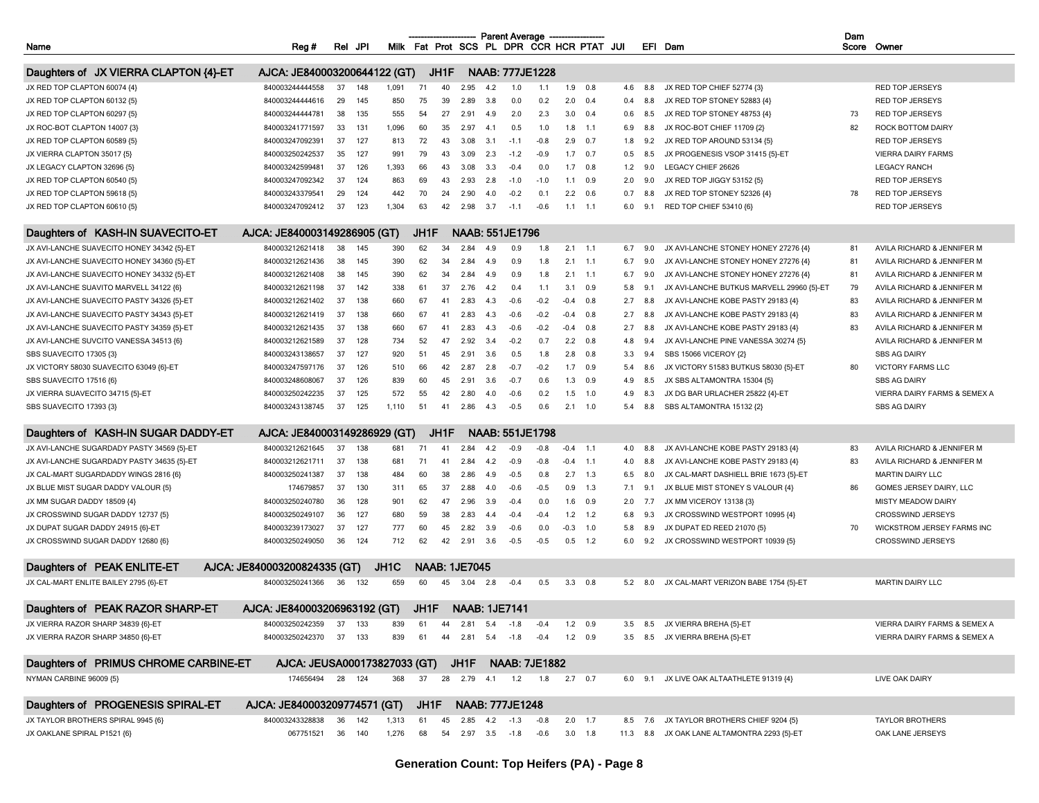| Name | Reg # | Rel | JPI | Milk | Fat | Prot | SCS | PL | DPR | CCR | HCR | PTAT | JUI | EFI | Dam | Dam Score | Owner |
|---|---|---|---|---|---|---|---|---|---|---|---|---|---|---|---|---|---|
| | | | | Parent Average | | | | | | | | | | | | | |
| **Daughters of JX VIERRA CLAPTON {4}-ET** | **AJCA: JE840003200644122 (GT)** | | **JH1F** | | **NAAB: 777JE1228** | | | | | | | | | | | | |
| JX RED TOP CLAPTON 60074 {4} | 840003244444558 | 37 | 148 | 1,091 | 71 | 40 | 2.95 | 4.2 | 1.0 | 1.1 | 1.9 | 0.8 | 4.6 | 8.8 | JX RED TOP CHIEF 52774 {3} | | RED TOP JERSEYS |
| JX RED TOP CLAPTON 60132 {5} | 840003244444616 | 29 | 145 | 850 | 75 | 39 | 2.89 | 3.8 | 0.0 | 0.2 | 2.0 | 0.4 | 0.4 | 8.8 | JX RED TOP STONEY 52883 {4} | | RED TOP JERSEYS |
| JX RED TOP CLAPTON 60297 {5} | 840003244444781 | 38 | 135 | 555 | 54 | 27 | 2.91 | 4.9 | 2.0 | 2.3 | 3.0 | 0.4 | 0.6 | 8.5 | JX RED TOP STONEY 48753 {4} | 73 | RED TOP JERSEYS |
| JX ROC-BOT CLAPTON 14007 {3} | 840003241771597 | 33 | 131 | 1,096 | 60 | 35 | 2.97 | 4.1 | 0.5 | 1.0 | 1.8 | 1.1 | 6.9 | 8.8 | JX ROC-BOT CHIEF 11709 {2} | 82 | ROCK BOTTOM DAIRY |
| JX RED TOP CLAPTON 60589 {5} | 840003247092391 | 37 | 127 | 813 | 72 | 43 | 3.08 | 3.1 | -1.1 | -0.8 | 2.9 | 0.7 | 1.8 | 9.2 | JX RED TOP AROUND 53134 {5} | | RED TOP JERSEYS |
| JX VIERRA CLAPTON 35017 {5} | 840003250242537 | 35 | 127 | 991 | 79 | 43 | 3.09 | 2.3 | -1.2 | -0.9 | 1.7 | 0.7 | 0.5 | 8.5 | JX PROGENESIS VSOP 31415 {5}-ET | | VIERRA DAIRY FARMS |
| JX LEGACY CLAPTON 32696 {5} | 840003242599481 | 37 | 126 | 1,393 | 66 | 43 | 3.08 | 3.3 | -0.4 | 0.0 | 1.7 | 0.8 | 1.2 | 9.0 | LEGACY CHIEF 26626 | | LEGACY RANCH |
| JX RED TOP CLAPTON 60540 {5} | 840003247092342 | 37 | 124 | 863 | 69 | 43 | 2.93 | 2.8 | -1.0 | -1.0 | 1.1 | 0.9 | 2.0 | 9.0 | JX RED TOP JIGGY 53152 {5} | | RED TOP JERSEYS |
| JX RED TOP CLAPTON 59618 {5} | 840003243379541 | 29 | 124 | 442 | 70 | 24 | 2.90 | 4.0 | -0.2 | 0.1 | 2.2 | 0.6 | 0.7 | 8.8 | JX RED TOP STONEY 52326 {4} | 78 | RED TOP JERSEYS |
| JX RED TOP CLAPTON 60610 {5} | 840003247092412 | 37 | 123 | 1,304 | 63 | 42 | 2.98 | 3.7 | -1.1 | -0.6 | 1.1 | 1.1 | 6.0 | 9.1 | RED TOP CHIEF 53410 {6} | | RED TOP JERSEYS |
| **Daughters of KASH-IN SUAVECITO-ET** | **AJCA: JE840003149286905 (GT)** | | **JH1F** | | **NAAB: 551JE1796** | | | | | | | | | | | | |
| JX AVI-LANCHE SUAVECITO HONEY 34342 {5}-ET | 840003212621418 | 38 | 145 | 390 | 62 | 34 | 2.84 | 4.9 | 0.9 | 1.8 | 2.1 | 1.1 | 6.7 | 9.0 | JX AVI-LANCHE STONEY HONEY 27276 {4} | 81 | AVILA RICHARD & JENNIFER M |
| JX AVI-LANCHE SUAVECITO HONEY 34360 {5}-ET | 840003212621436 | 38 | 145 | 390 | 62 | 34 | 2.84 | 4.9 | 0.9 | 1.8 | 2.1 | 1.1 | 6.7 | 9.0 | JX AVI-LANCHE STONEY HONEY 27276 {4} | 81 | AVILA RICHARD & JENNIFER M |
| JX AVI-LANCHE SUAVECITO HONEY 34332 {5}-ET | 840003212621408 | 38 | 145 | 390 | 62 | 34 | 2.84 | 4.9 | 0.9 | 1.8 | 2.1 | 1.1 | 6.7 | 9.0 | JX AVI-LANCHE STONEY HONEY 27276 {4} | 81 | AVILA RICHARD & JENNIFER M |
| JX AVI-LANCHE SUAVITO MARVELL 34122 {6} | 840003212621198 | 37 | 142 | 338 | 61 | 37 | 2.76 | 4.2 | 0.4 | 1.1 | 3.1 | 0.9 | 5.8 | 9.1 | JX AVI-LANCHE BUTKUS MARVELL 29960 {5}-ET | 79 | AVILA RICHARD & JENNIFER M |
| JX AVI-LANCHE SUAVECITO PASTY 34326 {5}-ET | 840003212621402 | 37 | 138 | 660 | 67 | 41 | 2.83 | 4.3 | -0.6 | -0.2 | -0.4 | 0.8 | 2.7 | 8.8 | JX AVI-LANCHE KOBE PASTY 29183 {4} | 83 | AVILA RICHARD & JENNIFER M |
| JX AVI-LANCHE SUAVECITO PASTY 34343 {5}-ET | 840003212621419 | 37 | 138 | 660 | 67 | 41 | 2.83 | 4.3 | -0.6 | -0.2 | -0.4 | 0.8 | 2.7 | 8.8 | JX AVI-LANCHE KOBE PASTY 29183 {4} | 83 | AVILA RICHARD & JENNIFER M |
| JX AVI-LANCHE SUAVECITO PASTY 34359 {5}-ET | 840003212621435 | 37 | 138 | 660 | 67 | 41 | 2.83 | 4.3 | -0.6 | -0.2 | -0.4 | 0.8 | 2.7 | 8.8 | JX AVI-LANCHE KOBE PASTY 29183 {4} | 83 | AVILA RICHARD & JENNIFER M |
| JX AVI-LANCHE SUVCITO VANESSA 34513 {6} | 840003212621589 | 37 | 128 | 734 | 52 | 47 | 2.92 | 3.4 | -0.2 | 0.7 | 2.2 | 0.8 | 4.8 | 9.4 | JX AVI-LANCHE PINE VANESSA 30274 {5} | | AVILA RICHARD & JENNIFER M |
| SBS SUAVECITO 17305 {3} | 840003243138657 | 37 | 127 | 920 | 51 | 45 | 2.91 | 3.6 | 0.5 | 1.8 | 2.8 | 0.8 | 3.3 | 9.4 | SBS 15066 VICEROY {2} | | SBS AG DAIRY |
| JX VICTORY 58030 SUAVECITO 63049 {6}-ET | 840003247597176 | 37 | 126 | 510 | 66 | 42 | 2.87 | 2.8 | -0.7 | -0.2 | 1.7 | 0.9 | 5.4 | 8.6 | JX VICTORY 51583 BUTKUS 58030 {5}-ET | 80 | VICTORY FARMS LLC |
| SBS SUAVECITO 17516 {6} | 840003248608067 | 37 | 126 | 839 | 60 | 45 | 2.91 | 3.6 | -0.7 | 0.6 | 1.3 | 0.9 | 4.9 | 8.5 | JX SBS ALTAMONTRA 15304 {5} | | SBS AG DAIRY |
| JX VIERRA SUAVECITO 34715 {5}-ET | 840003250242235 | 37 | 125 | 572 | 55 | 42 | 2.80 | 4.0 | -0.6 | 0.2 | 1.5 | 1.0 | 4.9 | 8.3 | JX DG BAR URLACHER 25822 {4}-ET | | VIERRA DAIRY FARMS & SEMEX A |
| SBS SUAVECITO 17393 {3} | 840003243138745 | 37 | 125 | 1,110 | 51 | 41 | 2.86 | 4.3 | -0.5 | 0.6 | 2.1 | 1.0 | 5.4 | 8.8 | SBS ALTAMONTRA 15132 {2} | | SBS AG DAIRY |
| **Daughters of KASH-IN SUGAR DADDY-ET** | **AJCA: JE840003149286929 (GT)** | | **JH1F** | | **NAAB: 551JE1798** | | | | | | | | | | | | |
| JX AVI-LANCHE SUGARDADY PASTY 34569 {5}-ET | 840003212621645 | 37 | 138 | 681 | 71 | 41 | 2.84 | 4.2 | -0.9 | -0.8 | -0.4 | 1.1 | 4.0 | 8.8 | JX AVI-LANCHE KOBE PASTY 29183 {4} | 83 | AVILA RICHARD & JENNIFER M |
| JX AVI-LANCHE SUGARDADY PASTY 34635 {5}-ET | 840003212621711 | 37 | 138 | 681 | 71 | 41 | 2.84 | 4.2 | -0.9 | -0.8 | -0.4 | 1.1 | 4.0 | 8.8 | JX AVI-LANCHE KOBE PASTY 29183 {4} | 83 | AVILA RICHARD & JENNIFER M |
| JX CAL-MART SUGARDADDY WINGS 2816 {6} | 840003250241387 | 37 | 138 | 484 | 60 | 38 | 2.86 | 4.9 | -0.5 | 0.8 | 2.7 | 1.3 | 6.5 | 8.0 | JX CAL-MART DASHIELL BRIE 1673 {5}-ET | | MARTIN DAIRY LLC |
| JX BLUE MIST SUGAR DADDY VALOUR {5} | 174679857 | 37 | 130 | 311 | 65 | 37 | 2.88 | 4.0 | -0.6 | -0.5 | 0.9 | 1.3 | 7.1 | 9.1 | JX BLUE MIST STONEY S VALOUR {4} | 86 | GOMES JERSEY DAIRY, LLC |
| JX MM SUGAR DADDY 18509 {4} | 840003250240780 | 36 | 128 | 901 | 62 | 47 | 2.96 | 3.9 | -0.4 | 0.0 | 1.6 | 0.9 | 2.0 | 7.7 | JX MM VICEROY 13138 {3} | | MISTY MEADOW DAIRY |
| JX CROSSWIND SUGAR DADDY 12737 {5} | 840003250249107 | 36 | 127 | 680 | 59 | 38 | 2.83 | 4.4 | -0.4 | -0.4 | 1.2 | 1.2 | 6.8 | 9.3 | JX CROSSWIND WESTPORT 10995 {4} | | CROSSWIND JERSEYS |
| JX DUPAT SUGAR DADDY 24915 {6}-ET | 840003239173027 | 37 | 127 | 777 | 60 | 45 | 2.82 | 3.9 | -0.6 | 0.0 | -0.3 | 1.0 | 5.8 | 8.9 | JX DUPAT ED REED 21070 {5} | 70 | WICKSTROM JERSEY FARMS INC |
| JX CROSSWIND SUGAR DADDY 12680 {6} | 840003250249050 | 36 | 124 | 712 | 62 | 42 | 2.91 | 3.6 | -0.5 | -0.5 | 0.5 | 1.2 | 6.0 | 9.2 | JX CROSSWIND WESTPORT 10939 {5} | | CROSSWIND JERSEYS |
| **Daughters of PEAK ENLITE-ET** | **AJCA: JE840003200824335 (GT)** | | **JH1C** | | **NAAB: 1JE7045** | | | | | | | | | | | | |
| JX CAL-MART ENLITE BAILEY 2795 {6}-ET | 840003250241366 | 36 | 132 | 659 | 60 | 45 | 3.04 | 2.8 | -0.4 | 0.5 | 3.3 | 0.8 | 5.2 | 8.0 | JX CAL-MART VERIZON BABE 1754 {5}-ET | | MARTIN DAIRY LLC |
| **Daughters of PEAK RAZOR SHARP-ET** | **AJCA: JE840003206963192 (GT)** | | **JH1F** | | **NAAB: 1JE7141** | | | | | | | | | | | | |
| JX VIERRA RAZOR SHARP 34839 {6}-ET | 840003250242359 | 37 | 133 | 839 | 61 | 44 | 2.81 | 5.4 | -1.8 | -0.4 | 1.2 | 0.9 | 3.5 | 8.5 | JX VIERRA BREHA {5}-ET | | VIERRA DAIRY FARMS & SEMEX A |
| JX VIERRA RAZOR SHARP 34850 {6}-ET | 840003250242370 | 37 | 133 | 839 | 61 | 44 | 2.81 | 5.4 | -1.8 | -0.4 | 1.2 | 0.9 | 3.5 | 8.5 | JX VIERRA BREHA {5}-ET | | VIERRA DAIRY FARMS & SEMEX A |
| **Daughters of PRIMUS CHROME CARBINE-ET** | **AJCA: JEUSA000173827033 (GT)** | | **JH1F** | | **NAAB: 7JE1882** | | | | | | | | | | | | |
| NYMAN CARBINE 96009 {5} | 174656494 | 28 | 124 | 368 | 37 | 28 | 2.79 | 4.1 | 1.2 | 1.8 | 2.7 | 0.7 | 6.0 | 9.1 | JX LIVE OAK ALTAATHLETE 91319 {4} | | LIVE OAK DAIRY |
| **Daughters of PROGENESIS SPIRAL-ET** | **AJCA: JE840003209774571 (GT)** | | **JH1F** | | **NAAB: 777JE1248** | | | | | | | | | | | | |
| JX TAYLOR BROTHERS SPIRAL 9945 {6} | 840003243328838 | 36 | 142 | 1,313 | 61 | 45 | 2.85 | 4.2 | -1.3 | -0.8 | 2.0 | 1.7 | 8.5 | 7.6 | JX TAYLOR BROTHERS CHIEF 9204 {5} | | TAYLOR BROTHERS |
| JX OAKLANE SPIRAL P1521 {6} | 067751521 | 36 | 140 | 1,276 | 68 | 54 | 2.97 | 3.5 | -1.8 | -0.6 | 3.0 | 1.8 | 11.3 | 8.8 | JX OAK LANE ALTAMONTRA 2293 {5}-ET | | OAK LANE JERSEYS |

**Generation Count: Top Heifers (PA) - Page 8**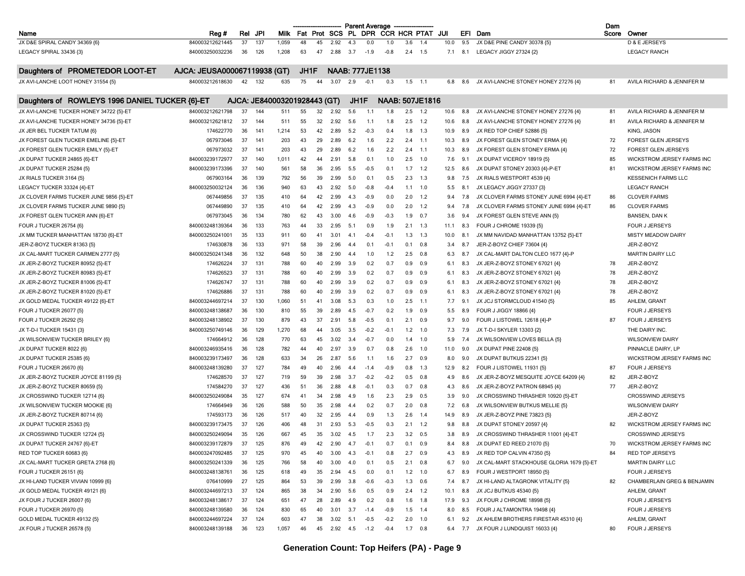| Name | Reg # | Rel | JPI | Milk | Fat | Prot | SCS | PL | DPR | CCR | HCR | PTAT | JUI | EFI | Dam | Dam Score | Owner |
|---|---|---|---|---|---|---|---|---|---|---|---|---|---|---|---|---|---|
| | | | | Parent Average | | | | | | | | | | | | | |
| JX D&E SPIRAL CANDY 34369 {6} | 840003212621445 | 37 | 137 | 1,059 | 48 | 45 | 2.92 | 4.3 | 0.0 | 1.0 | 3.6 | 1.4 | 10.0 | 9.5 | JX D&E PINE CANDY 30378 {5} | | D & E JERSEYS |
| LEGACY SPIRAL 33436 {3} | 840003250032236 | 36 | 126 | 1,208 | 63 | 47 | 2.88 | 3.7 | -1.9 | -0.8 | 2.4 | 1.5 | 7.1 | 8.1 | LEGACY JIGGY 27324 {2} | | LEGACY RANCH |
| **Daughters of PROMETEDOR LOOT-ET** | **AJCA: JEUSA000067119938 (GT)** | | **JH1F** | | **NAAB: 777JE1138** | | | | | | | | | | | | |
| JX AVI-LANCHE LOOT HONEY 31554 {5} | 840003212618630 | 42 | 132 | 635 | 75 | 44 | 3.07 | 2.9 | -0.1 | 0.3 | 1.5 | 1.1 | 6.8 | 8.6 | JX AVI-LANCHE STONEY HONEY 27276 {4} | 81 | AVILA RICHARD & JENNIFER M |
| **Daughters of ROWLEYS 1996 DANIEL TUCKER {6}-ET** | **AJCA: JE840003201928443 (GT)** | | | | | **JH1F** | | **NAAB: 507JE1816** | | | | | | | | | |
| JX AVI-LANCHE TUCKER HONEY 34722 {5}-ET | 840003212621798 | 37 | 144 | 511 | 55 | 32 | 2.92 | 5.6 | 1.1 | 1.8 | 2.5 | 1.2 | 10.6 | 8.8 | JX AVI-LANCHE STONEY HONEY 27276 {4} | 81 | AVILA RICHARD & JENNIFER M |
| JX AVI-LANCHE TUCKER HONEY 34736 {5}-ET | 840003212621812 | 37 | 144 | 511 | 55 | 32 | 2.92 | 5.6 | 1.1 | 1.8 | 2.5 | 1.2 | 10.6 | 8.8 | JX AVI-LANCHE STONEY HONEY 27276 {4} | 81 | AVILA RICHARD & JENNIFER M |
| JX JER BEL TUCKER TATUM {6} | 174622770 | 36 | 141 | 1,214 | 53 | 42 | 2.89 | 5.2 | -0.3 | 0.4 | 1.8 | 1.3 | 10.9 | 8.9 | JX RED TOP CHIEF 52886 {5} | | KING, JASON |
| JX FOREST GLEN TUCKER EMELINE {5}-ET | 067973046 | 37 | 141 | 203 | 43 | 29 | 2.89 | 6.2 | 1.6 | 2.2 | 2.4 | 1.1 | 10.3 | 8.9 | JX FOREST GLEN STONEY ERMA {4} | 72 | FOREST GLEN JERSEYS |
| JX FOREST GLEN TUCKER EMILY {5}-ET | 067973032 | 37 | 141 | 203 | 43 | 29 | 2.89 | 6.2 | 1.6 | 2.2 | 2.4 | 1.1 | 10.3 | 8.9 | JX FOREST GLEN STONEY ERMA {4} | 72 | FOREST GLEN JERSEYS |
| JX DUPAT TUCKER 24865 {6}-ET | 840003239172977 | 37 | 140 | 1,011 | 42 | 44 | 2.91 | 5.8 | 0.1 | 1.0 | 2.5 | 1.0 | 7.6 | 9.1 | JX DUPAT VICEROY 18919 {5} | 85 | WICKSTROM JERSEY FARMS INC |
| JX DUPAT TUCKER 25284 {5} | 840003239173396 | 37 | 140 | 561 | 58 | 36 | 2.95 | 5.5 | -0.5 | 0.1 | 1.7 | 1.2 | 12.5 | 8.6 | JX DUPAT STONEY 20303 {4}-P-ET | 81 | WICKSTROM JERSEY FARMS INC |
| JX RIALS TUCKER 3164 {5} | 067903164 | 36 | 139 | 792 | 56 | 39 | 2.99 | 5.0 | 0.1 | 0.5 | 2.3 | 1.3 | 9.8 | 7.5 | JX RIALS WESTPORT 4539 {4} | | KESSENICH FARMS LLC |
| LEGACY TUCKER 33324 {4}-ET | 840003250032124 | 36 | 136 | 940 | 63 | 43 | 2.92 | 5.0 | -0.8 | -0.4 | 1.1 | 1.0 | 5.5 | 8.1 | JX LEGACY JIGGY 27337 {3} | | LEGACY RANCH |
| JX CLOVER FARMS TUCKER JUNE 9856 {5}-ET | 067449856 | 37 | 135 | 410 | 64 | 42 | 2.99 | 4.3 | -0.9 | 0.0 | 2.0 | 1.2 | 9.4 | 7.8 | JX CLOVER FARMS STONEY JUNE 6994 {4}-ET | 86 | CLOVER FARMS |
| JX CLOVER FARMS TUCKER JUNE 9890 {5} | 067449890 | 37 | 135 | 410 | 64 | 42 | 2.99 | 4.3 | -0.9 | 0.0 | 2.0 | 1.2 | 9.4 | 7.8 | JX CLOVER FARMS STONEY JUNE 6994 {4}-ET | 86 | CLOVER FARMS |
| JX FOREST GLEN TUCKER ANN {6}-ET | 067973045 | 36 | 134 | 780 | 62 | 43 | 3.00 | 4.6 | -0.9 | -0.3 | 1.9 | 0.7 | 3.6 | 9.4 | JX FOREST GLEN STEVE ANN {5} | | BANSEN, DAN K |
| FOUR J TUCKER 26754 {6} | 840003248139364 | 36 | 133 | 763 | 44 | 33 | 2.95 | 5.1 | 0.9 | 1.9 | 2.1 | 1.3 | 11.1 | 8.3 | FOUR J CHROME 19339 {5} | | FOUR J JERSEYS |
| JX MM TUCKER MANHATTAN 18730 {6}-ET | 840003250241001 | 35 | 133 | 911 | 60 | 41 | 3.01 | 4.1 | -0.4 | -0.1 | 1.3 | 1.3 | 10.0 | 8.1 | JX MM NAVIDAD MANHATTAN 13752 {5}-ET | | MISTY MEADOW DAIRY |
| JER-Z-BOYZ TUCKER 81363 {5} | 174630878 | 36 | 133 | 971 | 58 | 39 | 2.96 | 4.4 | 0.1 | -0.1 | 0.1 | 0.8 | 3.4 | 8.7 | JER-Z-BOYZ CHIEF 73604 {4} | | JER-Z-BOYZ |
| JX CAL-MART TUCKER CARMEN 2777 {5} | 840003250241348 | 36 | 132 | 648 | 50 | 38 | 2.90 | 4.4 | 1.0 | 1.2 | 2.5 | 0.8 | 6.3 | 8.7 | JX CAL-MART DALTON CLEO 1677 {4}-P | | MARTIN DAIRY LLC |
| JX JER-Z-BOYZ TUCKER 80952 {5}-ET | 174626224 | 37 | 131 | 788 | 60 | 40 | 2.99 | 3.9 | 0.2 | 0.7 | 0.9 | 0.9 | 6.1 | 8.3 | JX JER-Z-BOYZ STONEY 67021 {4} | 78 | JER-Z-BOYZ |
| JX JER-Z-BOYZ TUCKER 80983 {5}-ET | 174626523 | 37 | 131 | 788 | 60 | 40 | 2.99 | 3.9 | 0.2 | 0.7 | 0.9 | 0.9 | 6.1 | 8.3 | JX JER-Z-BOYZ STONEY 67021 {4} | 78 | JER-Z-BOYZ |
| JX JER-Z-BOYZ TUCKER 81006 {5}-ET | 174626747 | 37 | 131 | 788 | 60 | 40 | 2.99 | 3.9 | 0.2 | 0.7 | 0.9 | 0.9 | 6.1 | 8.3 | JX JER-Z-BOYZ STONEY 67021 {4} | 78 | JER-Z-BOYZ |
| JX JER-Z-BOYZ TUCKER 81020 {5}-ET | 174626886 | 37 | 131 | 788 | 60 | 40 | 2.99 | 3.9 | 0.2 | 0.7 | 0.9 | 0.9 | 6.1 | 8.3 | JX JER-Z-BOYZ STONEY 67021 {4} | 78 | JER-Z-BOYZ |
| JX GOLD MEDAL TUCKER 49122 {6}-ET | 840003244697214 | 37 | 130 | 1,060 | 51 | 41 | 3.08 | 5.3 | 0.3 | 1.0 | 2.5 | 1.1 | 7.7 | 9.1 | JX JCJ STORMCLOUD 41540 {5} | 85 | AHLEM, GRANT |
| FOUR J TUCKER 26077 {5} | 840003248138687 | 36 | 130 | 810 | 55 | 39 | 2.89 | 4.5 | -0.7 | 0.2 | 1.9 | 0.9 | 5.5 | 8.9 | FOUR J JIGGY 18866 {4} | | FOUR J JERSEYS |
| FOUR J TUCKER 26292 {5} | 840003248138902 | 37 | 130 | 879 | 43 | 37 | 2.91 | 5.8 | -0.5 | 0.1 | 2.1 | 0.9 | 9.7 | 9.0 | FOUR J LISTOWEL 12618 {4}-P | 87 | FOUR J JERSEYS |
| JX T-D-I TUCKER 15431 {3} | 840003250749146 | 36 | 129 | 1,270 | 68 | 44 | 3.05 | 3.5 | -0.2 | -0.1 | 1.2 | 1.0 | 7.3 | 7.9 | JX T-D-I SKYLER 13303 {2} | | THE DAIRY INC. |
| JX WILSONVIEW TUCKER BRILEY {6} | 174664912 | 36 | 128 | 770 | 63 | 45 | 3.02 | 3.4 | -0.7 | 0.0 | 1.4 | 1.0 | 5.9 | 7.4 | JX WILSONVIEW LOVES BELLA {5} | | WILSONVIEW DAIRY |
| JX DUPAT TUCKER 8022 {6} | 840003246935416 | 36 | 128 | 782 | 44 | 40 | 2.97 | 3.9 | 0.7 | 0.8 | 2.6 | 1.0 | 11.0 | 9.0 | JX DUPAT PINE 22408 {5} | | PINNACLE DAIRY, LP |
| JX DUPAT TUCKER 25385 {6} | 840003239173497 | 36 | 128 | 633 | 34 | 26 | 2.87 | 5.6 | 1.1 | 1.6 | 2.7 | 0.9 | 8.0 | 9.0 | JX DUPAT BUTKUS 22341 {5} | | WICKSTROM JERSEY FARMS INC |
| FOUR J TUCKER 26670 {6} | 840003248139280 | 37 | 127 | 784 | 49 | 40 | 2.96 | 4.4 | -1.4 | -0.9 | 0.8 | 1.3 | 12.9 | 8.2 | FOUR J LISTOWEL 11931 {5} | 87 | FOUR J JERSEYS |
| JX JER-Z-BOYZ TUCKER JOYCE 81199 {5} | 174628570 | 37 | 127 | 719 | 59 | 39 | 2.98 | 3.7 | -0.2 | -0.2 | 0.5 | 0.8 | 4.9 | 8.6 | JX JER-Z-BOYZ MESQUITE JOYCE 64209 {4} | 82 | JER-Z-BOYZ |
| JX JER-Z-BOYZ TUCKER 80659 {5} | 174584270 | 37 | 127 | 436 | 51 | 36 | 2.88 | 4.8 | -0.1 | 0.3 | 0.7 | 0.8 | 4.3 | 8.6 | JX JER-Z-BOYZ PATRON 68945 {4} | 77 | JER-Z-BOYZ |
| JX CROSSWIND TUCKER 12714 {6} | 840003250249084 | 35 | 127 | 674 | 41 | 34 | 2.98 | 4.9 | 1.6 | 2.3 | 2.9 | 0.5 | 3.9 | 9.0 | JX CROSSWIND THRASHER 10920 {5}-ET | | CROSSWIND JERSEYS |
| JX WILSONVIEW TUCKER MOOKIE {6} | 174664949 | 36 | 126 | 588 | 50 | 35 | 2.98 | 4.4 | 0.2 | 0.7 | 2.0 | 0.8 | 7.2 | 6.8 | JX WILSONVIEW BUTKUS MELLIE {5} | | WILSONVIEW DAIRY |
| JX JER-Z-BOYZ TUCKER 80714 {6} | 174593173 | 36 | 126 | 517 | 40 | 32 | 2.95 | 4.4 | 0.9 | 1.3 | 2.6 | 1.4 | 14.9 | 8.9 | JX JER-Z-BOYZ PINE 73823 {5} | | JER-Z-BOYZ |
| JX DUPAT TUCKER 25363 {5} | 840003239173475 | 37 | 126 | 406 | 48 | 31 | 2.93 | 5.3 | -0.5 | 0.3 | 2.1 | 1.2 | 9.8 | 8.8 | JX DUPAT STONEY 20597 {4} | 82 | WICKSTROM JERSEY FARMS INC |
| JX CROSSWIND TUCKER 12724 {5} | 840003250249094 | 35 | 126 | 667 | 45 | 35 | 3.02 | 4.5 | 1.7 | 2.3 | 3.2 | 0.5 | 3.8 | 8.9 | JX CROSSWIND THRASHER 11001 {4}-ET | | CROSSWIND JERSEYS |
| JX DUPAT TUCKER 24767 {6}-ET | 840003239172879 | 37 | 125 | 876 | 49 | 42 | 2.90 | 4.7 | -0.1 | 0.7 | 0.1 | 0.9 | 8.4 | 8.8 | JX DUPAT ED REED 21070 {5} | 70 | WICKSTROM JERSEY FARMS INC |
| RED TOP TUCKER 60683 {6} | 840003247092485 | 37 | 125 | 970 | 45 | 40 | 3.00 | 4.3 | -0.1 | 0.8 | 2.7 | 0.9 | 4.3 | 8.9 | JX RED TOP CALVIN 47350 {5} | 84 | RED TOP JERSEYS |
| JX CAL-MART TUCKER GRETA 2768 {6} | 840003250241339 | 36 | 125 | 766 | 58 | 40 | 3.00 | 4.0 | 0.1 | 0.5 | 2.1 | 0.8 | 6.7 | 9.0 | JX CAL-MART STACKHOUSE GLORIA 1679 {5}-ET | | MARTIN DAIRY LLC |
| FOUR J TUCKER 26151 {6} | 840003248138761 | 36 | 125 | 618 | 49 | 35 | 2.94 | 4.5 | 0.0 | 0.1 | 1.2 | 1.0 | 6.7 | 8.9 | FOUR J WESTPORT 18950 {5} | | FOUR J JERSEYS |
| JX HI-LAND TUCKER VIVIAN 10999 {6} | 076410999 | 27 | 125 | 864 | 53 | 39 | 2.99 | 3.8 | -0.6 | -0.3 | 1.3 | 0.6 | 7.4 | 8.7 | JX HI-LAND ALTAGRONK VITALITY {5} | 82 | CHAMBERLAIN GREG & BENJAMIN |
| JX GOLD MEDAL TUCKER 49121 {6} | 840003244697213 | 37 | 124 | 865 | 38 | 34 | 2.90 | 5.6 | 0.5 | 0.9 | 2.4 | 1.2 | 10.1 | 8.8 | JX JCJ BUTKUS 45340 {5} | | AHLEM, GRANT |
| JX FOUR J TUCKER 26007 {6} | 840003248138617 | 37 | 124 | 651 | 47 | 28 | 2.89 | 4.9 | 0.2 | 0.8 | 1.6 | 1.8 | 17.9 | 9.3 | JX FOUR J CHROME 18998 {5} | | FOUR J JERSEYS |
| FOUR J TUCKER 26970 {5} | 840003248139580 | 36 | 124 | 830 | 65 | 40 | 3.01 | 3.7 | -1.4 | -0.9 | 1.5 | 1.4 | 8.0 | 8.5 | FOUR J ALTAMONTRA 19498 {4} | | FOUR J JERSEYS |
| GOLD MEDAL TUCKER 49132 {5} | 840003244697224 | 37 | 124 | 603 | 47 | 38 | 3.02 | 5.1 | -0.5 | -0.2 | 2.0 | 1.0 | 6.1 | 9.2 | JX AHLEM BROTHERS FIRESTAR 45310 {4} | | AHLEM, GRANT |
| JX FOUR J TUCKER 26578 {5} | 840003248139188 | 36 | 123 | 1,057 | 46 | 45 | 2.92 | 4.5 | -1.2 | -0.4 | 1.7 | 0.8 | 6.4 | 7.7 | JX FOUR J LUNDQUIST 16033 {4} | 80 | FOUR J JERSEYS |

**Generation Count: Top Heifers (PA) - Page 9**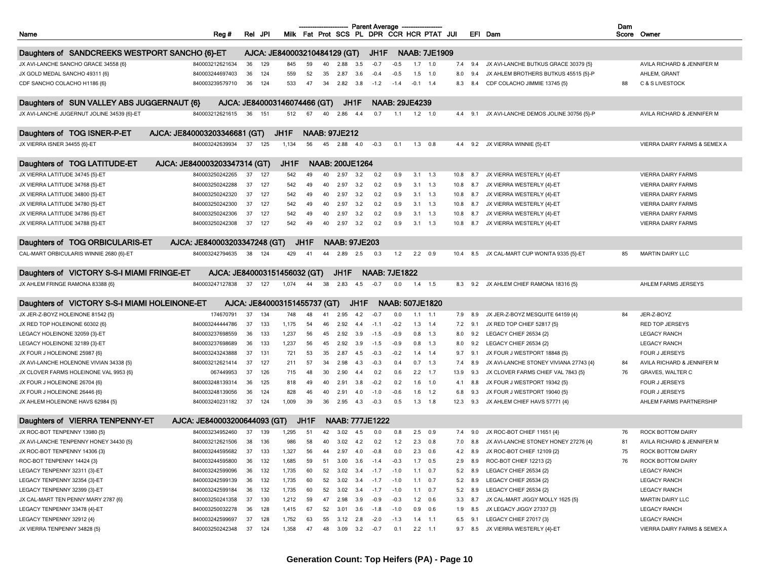| Name | Reg # | Rel | JPI | Milk | Fat | Prot | SCS | PL | DPR | CCR | HCR | PTAT | JUI | EFI | Dam | Dam Score | Owner |
|---|---|---|---|---|---|---|---|---|---|---|---|---|---|---|---|---|---|
| | | | | Parent Average | | | | | | | | | | | | | |
| **Daughters of SANDCREEKS WESTPORT SANCHO {6}-ET** | **AJCA: JE840003210484129 (GT)** | | | **JH1F** | | **NAAB: 7JE1909** | | | | | | | | | | | |
| JX AVI-LANCHE SANCHO GRACE 34558 {6} | 840003212621634 | 36 | 129 | 845 | 59 | 40 | 2.88 | 3.5 | -0.7 | -0.5 | 1.7 | 1.0 | | 7.4 | JX AVI-LANCHE BUTKUS GRACE 30379 {5} | 9.4 | AVILA RICHARD & JENNIFER M |
| JX GOLD MEDAL SANCHO 49311 {6} | 840003244697403 | 36 | 124 | 559 | 52 | 35 | 2.87 | 3.6 | -0.4 | -0.5 | 1.5 | 1.0 | | 8.0 | JX AHLEM BROTHERS BUTKUS 45515 {5}-P | 9.4 | AHLEM, GRANT |
| CDF SANCHO COLACHO H1186 {6} | 840003239579710 | 36 | 124 | 533 | 47 | 34 | 2.82 | 3.8 | -1.2 | -1.4 | -0.1 | 1.4 | | 8.3 | CDF COLACHO JIMMIE 13745 {5} | 88 | C & S LIVESTOCK |
| **Daughters of SUN VALLEY ABS JUGGERNAUT {6}** | **AJCA: JE840003146074466 (GT)** | | | **JH1F** | | **NAAB: 29JE4239** | | | | | | | | | | | |
| JX AVI-LANCHE JUGERNUT JOLINE 34539 {6}-ET | 840003212621615 | 36 | 151 | 512 | 67 | 40 | 2.86 | 4.4 | 0.7 | 1.1 | 1.2 | 1.0 | | 4.4 | JX AVI-LANCHE DEMOS JOLINE 30756 {5}-P | 9.1 | AVILA RICHARD & JENNIFER M |
| **Daughters of TOG ISNER-P-ET** | **AJCA: JE840003203346681 (GT)** | | | **JH1F** | | **NAAB: 97JE212** | | | | | | | | | | | |
| JX VIERRA ISNER 34455 {6}-ET | 840003242639934 | 37 | 125 | 1,134 | 56 | 45 | 2.88 | 4.0 | -0.3 | 0.1 | 1.3 | 0.8 | | 4.4 | JX VIERRA WINNIE {5}-ET | 9.2 | VIERRA DAIRY FARMS & SEMEX A |
| **Daughters of TOG LATITUDE-ET** | **AJCA: JE840003203347314 (GT)** | | | **JH1F** | | **NAAB: 200JE1264** | | | | | | | | | | | |
| JX VIERRA LATITUDE 34745 {5}-ET | 840003250242265 | 37 | 127 | 542 | 49 | 40 | 2.97 | 3.2 | 0.2 | 0.9 | 3.1 | 1.3 | | 10.8 | JX VIERRA WESTERLY {4}-ET | 8.7 | VIERRA DAIRY FARMS |
| JX VIERRA LATITUDE 34768 {5}-ET | 840003250242288 | 37 | 127 | 542 | 49 | 40 | 2.97 | 3.2 | 0.2 | 0.9 | 3.1 | 1.3 | | 10.8 | JX VIERRA WESTERLY {4}-ET | 8.7 | VIERRA DAIRY FARMS |
| JX VIERRA LATITUDE 34800 {5}-ET | 840003250242320 | 37 | 127 | 542 | 49 | 40 | 2.97 | 3.2 | 0.2 | 0.9 | 3.1 | 1.3 | | 10.8 | JX VIERRA WESTERLY {4}-ET | 8.7 | VIERRA DAIRY FARMS |
| JX VIERRA LATITUDE 34780 {5}-ET | 840003250242300 | 37 | 127 | 542 | 49 | 40 | 2.97 | 3.2 | 0.2 | 0.9 | 3.1 | 1.3 | | 10.8 | JX VIERRA WESTERLY {4}-ET | 8.7 | VIERRA DAIRY FARMS |
| JX VIERRA LATITUDE 34786 {5}-ET | 840003250242306 | 37 | 127 | 542 | 49 | 40 | 2.97 | 3.2 | 0.2 | 0.9 | 3.1 | 1.3 | | 10.8 | JX VIERRA WESTERLY {4}-ET | 8.7 | VIERRA DAIRY FARMS |
| JX VIERRA LATITUDE 34788 {5}-ET | 840003250242308 | 37 | 127 | 542 | 49 | 40 | 2.97 | 3.2 | 0.2 | 0.9 | 3.1 | 1.3 | | 10.8 | JX VIERRA WESTERLY {4}-ET | 8.7 | VIERRA DAIRY FARMS |
| **Daughters of TOG ORBICULARIS-ET** | **AJCA: JE840003203347248 (GT)** | | | **JH1F** | | **NAAB: 97JE203** | | | | | | | | | | | |
| CAL-MART ORBICULARIS WINNIE 2680 {6}-ET | 840003242794635 | 38 | 124 | 429 | 41 | 44 | 2.89 | 2.5 | 0.3 | 1.2 | 2.2 | 0.9 | | 10.4 | JX CAL-MART CUP WONITA 9335 {5}-ET | 85 | MARTIN DAIRY LLC |
| **Daughters of VICTORY S-S-I MIAMI FRINGE-ET** | **AJCA: JE840003151456032 (GT)** | | | **JH1F** | | **NAAB: 7JE1822** | | | | | | | | | | | |
| JX AHLEM FRINGE RAMONA 83388 {6} | 840003247127838 | 37 | 127 | 1,074 | 44 | 38 | 2.83 | 4.5 | -0.7 | 0.0 | 1.4 | 1.5 | | 8.3 | JX AHLEM CHIEF RAMONA 18316 {5} | 9.2 | AHLEM FARMS JERSEYS |
| **Daughters of VICTORY S-S-I MIAMI HOLEINONE-ET** | **AJCA: JE840003151455737 (GT)** | | | **JH1F** | | **NAAB: 507JE1820** | | | | | | | | | | | |
| JX JER-Z-BOYZ HOLEINONE 81542 {5} | 174670791 | 37 | 134 | 748 | 48 | 41 | 2.95 | 4.2 | -0.7 | 0.0 | 1.1 | 1.1 | | 7.9 | JX JER-Z-BOYZ MESQUITE 64159 {4} | 84 | JER-Z-BOYZ |
| JX RED TOP HOLEINONE 60302 {6} | 840003244444786 | 37 | 133 | 1,175 | 54 | 46 | 2.92 | 4.4 | -1.1 | -0.2 | 1.3 | 1.4 | | 7.2 | JX RED TOP CHIEF 52817 {5} | 9.1 | RED TOP JERSEYS |
| LEGACY HOLEINONE 32059 {3}-ET | 840003237698559 | 36 | 133 | 1,237 | 56 | 45 | 2.92 | 3.9 | -1.5 | -0.9 | 0.8 | 1.3 | | 8.0 | LEGACY CHIEF 26534 {2} | 9.2 | LEGACY RANCH |
| LEGACY HOLEINONE 32189 {3}-ET | 840003237698689 | 36 | 133 | 1,237 | 56 | 45 | 2.92 | 3.9 | -1.5 | -0.9 | 0.8 | 1.3 | | 8.0 | LEGACY CHIEF 26534 {2} | 9.2 | LEGACY RANCH |
| JX FOUR J HOLEINONE 25987 {6} | 840003243243888 | 37 | 131 | 721 | 53 | 35 | 2.87 | 4.5 | -0.3 | -0.2 | 1.4 | 1.4 | | 9.7 | JX FOUR J WESTPORT 18848 {5} | 9.1 | FOUR J JERSEYS |
| JX AVI-LANCHE HOLENONE VIVIAN 34338 {5} | 840003212621414 | 37 | 127 | 211 | 57 | 34 | 2.98 | 4.3 | -0.3 | 0.4 | 0.7 | 1.3 | | 7.4 | JX AVI-LANCHE STONEY VIVIANA 27743 {4} | 84 | AVILA RICHARD & JENNIFER M |
| JX CLOVER FARMS HOLEINONE VAL 9953 {6} | 067449953 | 37 | 126 | 715 | 48 | 30 | 2.90 | 4.4 | 0.2 | 0.6 | 2.2 | 1.7 | | 13.9 | JX CLOVER FARMS CHIEF VAL 7843 {5} | 76 | GRAVES, WALTER C |
| JX FOUR J HOLEINONE 26704 {6} | 840003248139314 | 36 | 125 | 818 | 49 | 40 | 2.91 | 3.8 | -0.2 | 0.2 | 1.6 | 1.0 | | 4.1 | JX FOUR J WESTPORT 19342 {5} | 8.8 | FOUR J JERSEYS |
| JX FOUR J HOLEINONE 26446 {6} | 840003248139056 | 36 | 124 | 828 | 46 | 40 | 2.91 | 4.0 | -1.0 | -0.6 | 1.6 | 1.2 | | 6.8 | JX FOUR J WESTPORT 19040 {5} | 9.3 | FOUR J JERSEYS |
| JX AHLEM HOLEINONE HAVS 62984 {5} | 840003240231182 | 37 | 124 | 1,009 | 39 | 36 | 2.95 | 4.3 | -0.3 | 0.5 | 1.3 | 1.8 | | 12.3 | JX AHLEM CHIEF HAVS 57771 {4} | 9.3 | AHLEM FARMS PARTNERSHIP |
| **Daughters of VIERRA TENPENNY-ET** | **AJCA: JE840003200644093 (GT)** | | | **JH1F** | | **NAAB: 777JE1222** | | | | | | | | | | | |
| JX ROC-BOT TENPENNY 13980 {5} | 840003234952460 | 37 | 139 | 1,295 | 51 | 42 | 3.02 | 4.5 | 0.0 | 0.8 | 2.5 | 0.9 | | 7.4 | JX ROC-BOT CHIEF 11651 {4} | 76 | ROCK BOTTOM DAIRY |
| JX AVI-LANCHE TENPENNY HONEY 34430 {5} | 840003212621506 | 38 | 136 | 986 | 58 | 40 | 3.02 | 4.2 | 0.2 | 1.2 | 2.3 | 0.8 | | 7.0 | JX AVI-LANCHE STONEY HONEY 27276 {4} | 81 | AVILA RICHARD & JENNIFER M |
| JX ROC-BOT TENPENNY 14306 {3} | 840003244595682 | 37 | 133 | 1,327 | 56 | 44 | 2.97 | 4.0 | -0.8 | 0.0 | 2.3 | 0.6 | | 4.2 | JX ROC-BOT CHIEF 12109 {2} | 75 | ROCK BOTTOM DAIRY |
| ROC-BOT TENPENNY 14424 {3} | 840003244595800 | 36 | 132 | 1,685 | 59 | 51 | 3.00 | 3.6 | -1.4 | -0.3 | 1.7 | 0.5 | | 2.9 | ROC-BOT CHIEF 12213 {2} | 76 | ROCK BOTTOM DAIRY |
| LEGACY TENPENNY 32311 {3}-ET | 840003242599096 | 36 | 132 | 1,735 | 60 | 52 | 3.02 | 3.4 | -1.7 | -1.0 | 1.1 | 0.7 | | 5.2 | LEGACY CHIEF 26534 {2} | 8.9 | LEGACY RANCH |
| LEGACY TENPENNY 32354 {3}-ET | 840003242599139 | 36 | 132 | 1,735 | 60 | 52 | 3.02 | 3.4 | -1.7 | -1.0 | 1.1 | 0.7 | | 5.2 | LEGACY CHIEF 26534 {2} | 8.9 | LEGACY RANCH |
| LEGACY TENPENNY 32399 {3}-ET | 840003242599184 | 36 | 132 | 1,735 | 60 | 52 | 3.02 | 3.4 | -1.7 | -1.0 | 1.1 | 0.7 | | 5.2 | LEGACY CHIEF 26534 {2} | 8.9 | LEGACY RANCH |
| JX CAL-MART TEN PENNY MARY 2787 {6} | 840003250241358 | 37 | 130 | 1,212 | 59 | 47 | 2.98 | 3.9 | -0.9 | -0.3 | 1.2 | 0.6 | | 3.3 | JX CAL-MART JIGGY MOLLY 1625 {5} | 8.7 | MARTIN DAIRY LLC |
| LEGACY TENPENNY 33478 {4}-ET | 840003250032278 | 36 | 128 | 1,415 | 67 | 52 | 3.01 | 3.6 | -1.8 | -1.0 | 0.9 | 0.6 | | 1.9 | JX LEGACY JIGGY 27337 {3} | 8.5 | LEGACY RANCH |
| LEGACY TENPENNY 32912 {4} | 840003242599697 | 37 | 128 | 1,752 | 63 | 55 | 3.12 | 2.8 | -2.0 | -1.3 | 1.4 | 1.1 | | 6.5 | LEGACY CHIEF 27017 {3} | 9.1 | LEGACY RANCH |
| JX VIERRA TENPENNY 34828 {5} | 840003250242348 | 37 | 124 | 1,358 | 47 | 48 | 3.09 | 3.2 | -0.7 | 0.1 | 2.2 | 1.1 | | 9.7 | JX VIERRA WESTERLY {4}-ET | 8.5 | VIERRA DAIRY FARMS & SEMEX A |

Generation Count: Top Heifers (PA) - Page 10